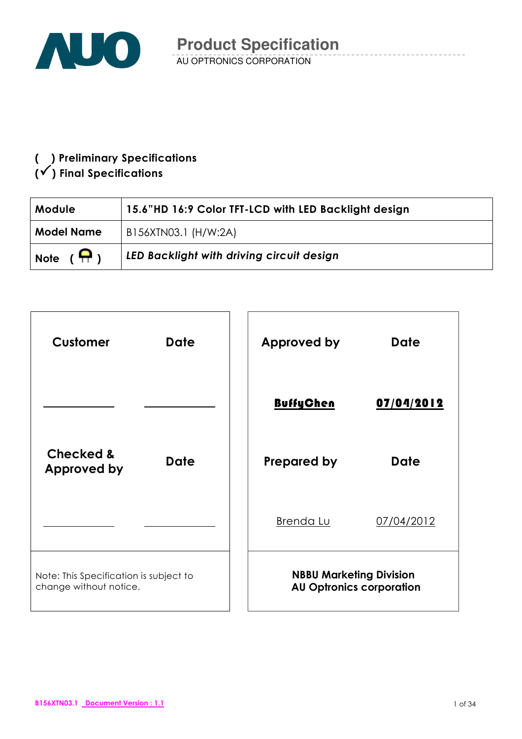# Product Specification

AU OPTRONICS CORPORATION

**( ) Preliminary Specifications**
**(✓) Final Specifications**

| **Module** | **15.6"HD 16:9 Color TFT-LCD with LED Backlight design** |
|---|---|
| **Model Name** | B156XTN03.1 (H/W:2A) |
| **Note** | ***LED Backlight with driving circuit design*** |

| **Customer** | **Date** | **Approved by** | **Date** |
|---|---|---|---|
| | | BuffyChen | 07/04/2012 |
| **Checked & Approved by** | **Date** | **Prepared by** | **Date** |
| | | Brenda Lu | 07/04/2012 |
| Note: This Specification is subject to change without notice. | | **NBBU Marketing Division AU Optronics corporation** | |

B156XTN03.1 Document Version : 1.1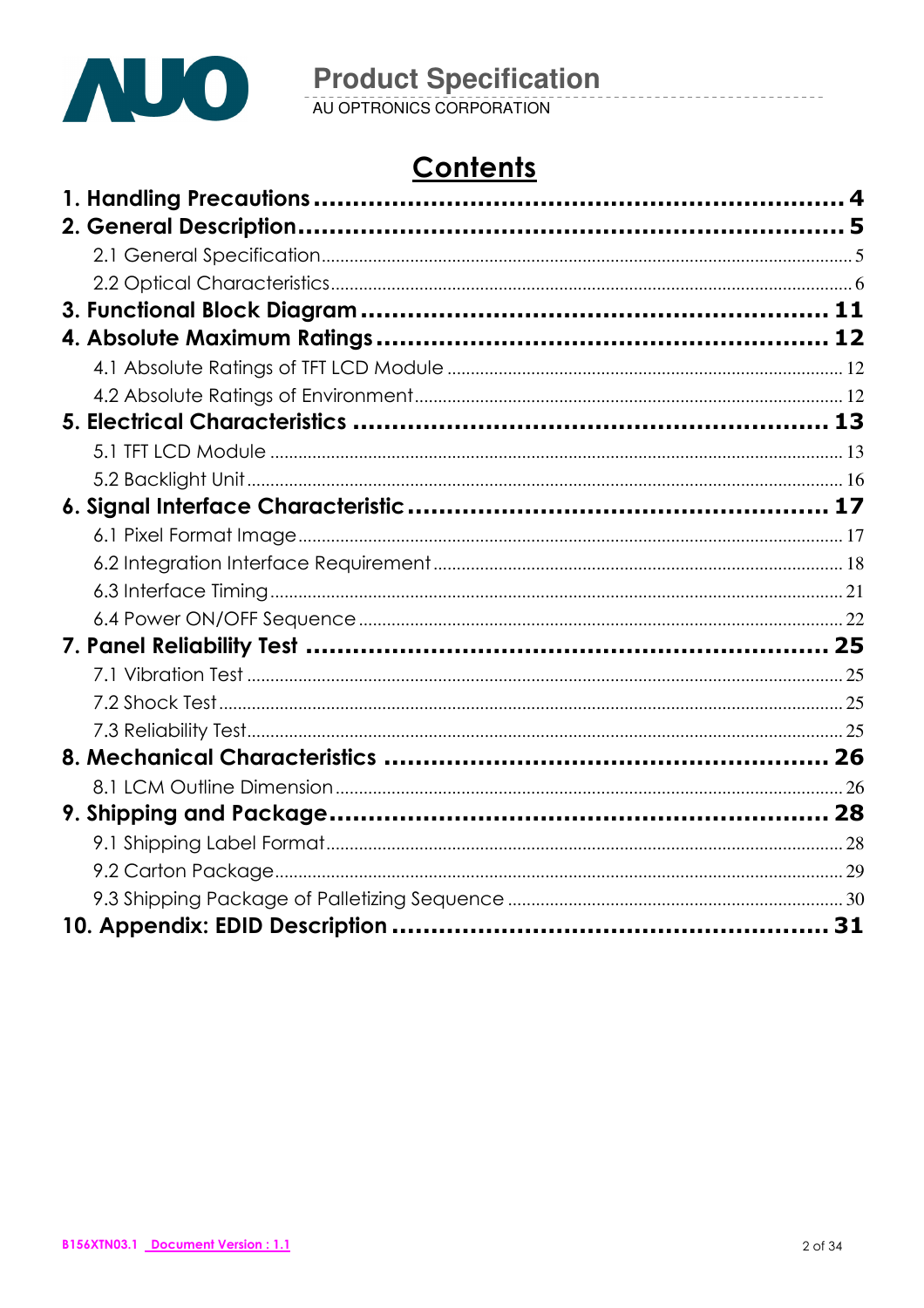# Contents

**1. Handling Precautions ........ 4**

**2. General Description ........ 5**

- 2.1 General Specification ........ 5
- 2.2 Optical Characteristics ........ 6

**3. Functional Block Diagram ........ 11**

**4. Absolute Maximum Ratings ........ 12**

- 4.1 Absolute Ratings of TFT LCD Module ........ 12
- 4.2 Absolute Ratings of Environment ........ 12

**5. Electrical Characteristics ........ 13**

- 5.1 TFT LCD Module ........ 13
- 5.2 Backlight Unit ........ 16

**6. Signal Interface Characteristic ........ 17**

- 6.1 Pixel Format Image ........ 17
- 6.2 Integration Interface Requirement ........ 18
- 6.3 Interface Timing ........ 21
- 6.4 Power ON/OFF Sequence ........ 22

**7. Panel Reliability Test ........ 25**

- 7.1 Vibration Test ........ 25
- 7.2 Shock Test ........ 25
- 7.3 Reliability Test ........ 25

**8. Mechanical Characteristics ........ 26**

- 8.1 LCM Outline Dimension ........ 26

**9. Shipping and Package ........ 28**

- 9.1 Shipping Label Format ........ 28
- 9.2 Carton Package ........ 29
- 9.3 Shipping Package of Palletizing Sequence ........ 30

**10. Appendix: EDID Description ........ 31**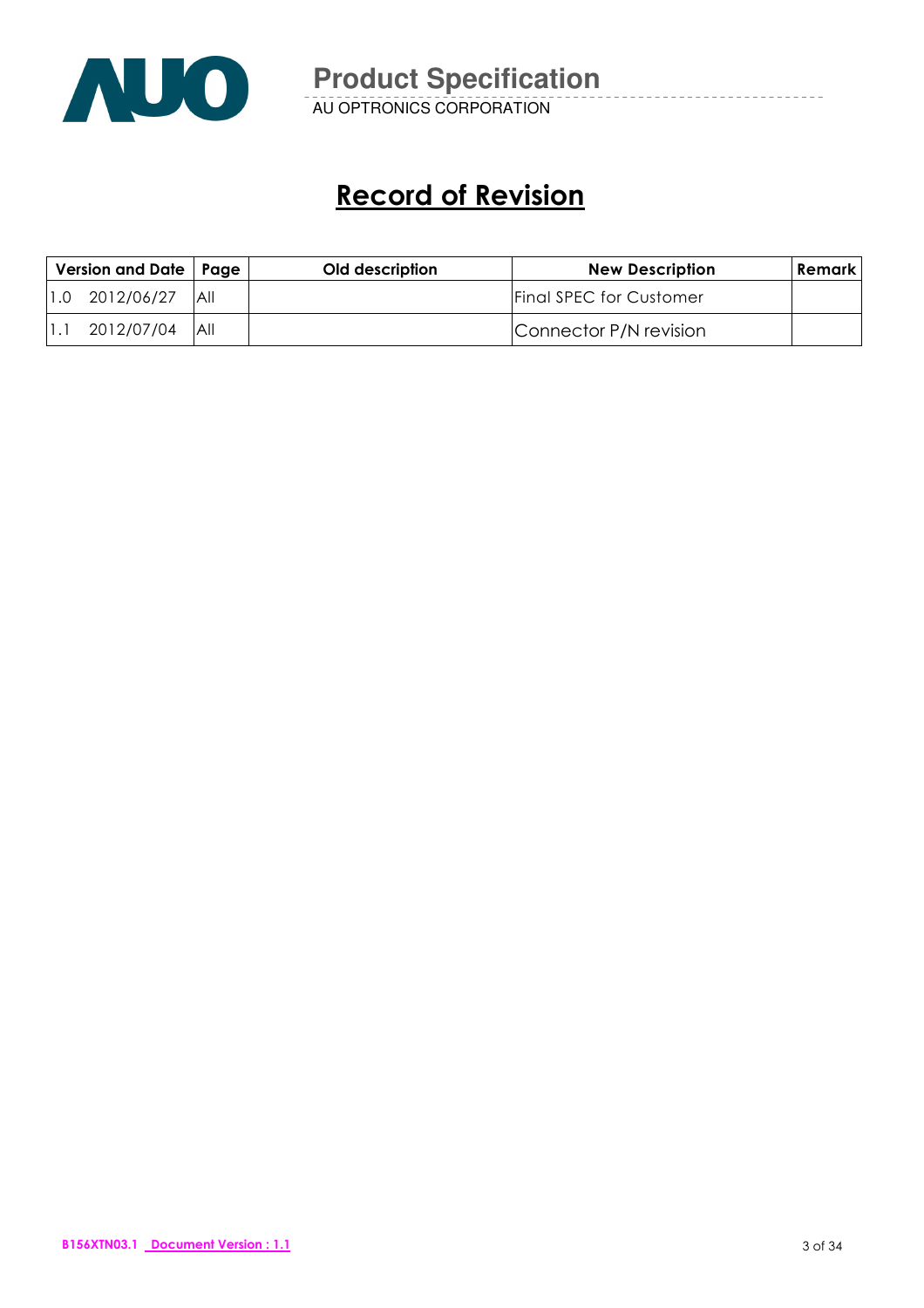# Record of Revision

| Version and Date | | Page | Old description | New Description | Remark |
|---|---|---|---|---|---|
| 1.0 | 2012/06/27 | All | | Final SPEC for Customer | |
| 1.1 | 2012/07/04 | All | | Connector P/N revision | |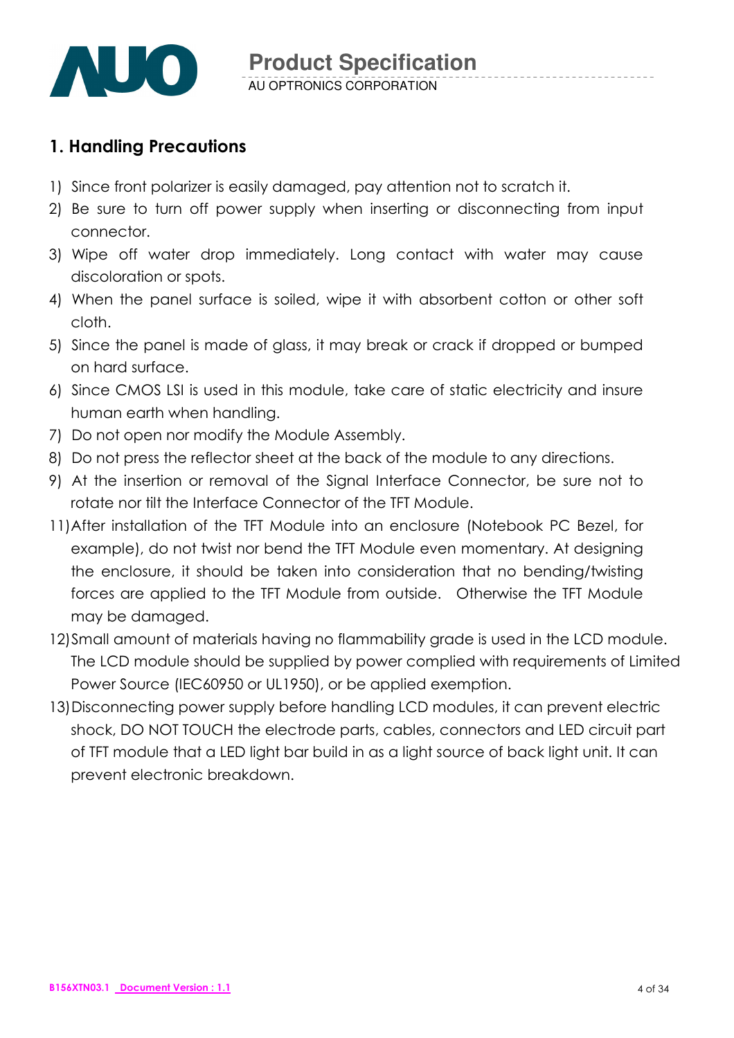## 1. Handling Precautions

1) Since front polarizer is easily damaged, pay attention not to scratch it.
2) Be sure to turn off power supply when inserting or disconnecting from input connector.
3) Wipe off water drop immediately. Long contact with water may cause discoloration or spots.
4) When the panel surface is soiled, wipe it with absorbent cotton or other soft cloth.
5) Since the panel is made of glass, it may break or crack if dropped or bumped on hard surface.
6) Since CMOS LSI is used in this module, take care of static electricity and insure human earth when handling.
7) Do not open nor modify the Module Assembly.
8) Do not press the reflector sheet at the back of the module to any directions.
9) At the insertion or removal of the Signal Interface Connector, be sure not to rotate nor tilt the Interface Connector of the TFT Module.

11) After installation of the TFT Module into an enclosure (Notebook PC Bezel, for example), do not twist nor bend the TFT Module even momentary. At designing the enclosure, it should be taken into consideration that no bending/twisting forces are applied to the TFT Module from outside. Otherwise the TFT Module may be damaged.
12) Small amount of materials having no flammability grade is used in the LCD module. The LCD module should be supplied by power complied with requirements of Limited Power Source (IEC60950 or UL1950), or be applied exemption.
13) Disconnecting power supply before handling LCD modules, it can prevent electric shock, DO NOT TOUCH the electrode parts, cables, connectors and LED circuit part of TFT module that a LED light bar build in as a light source of back light unit. It can prevent electronic breakdown.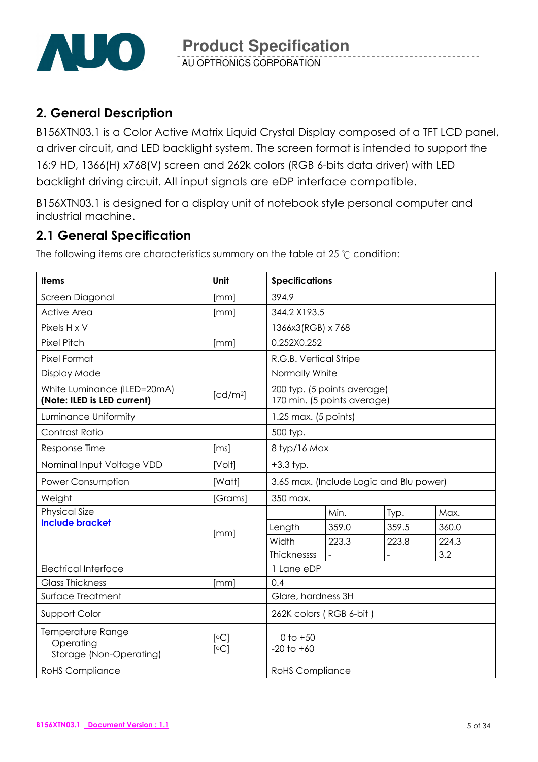## 2. General Description

B156XTN03.1 is a Color Active Matrix Liquid Crystal Display composed of a TFT LCD panel, a driver circuit, and LED backlight system. The screen format is intended to support the 16:9 HD, 1366(H) x768(V) screen and 262k colors (RGB 6-bits data driver) with LED backlight driving circuit. All input signals are eDP interface compatible.

B156XTN03.1 is designed for a display unit of notebook style personal computer and industrial machine.

## 2.1 General Specification

The following items are characteristics summary on the table at 25 ℃ condition:

| Items | Unit | Specifications | | | |
|---|---|---|---|---|---|
| Screen Diagonal | [mm] | 394.9 | | | |
| Active Area | [mm] | 344.2 X193.5 | | | |
| Pixels H x V | | 1366x3(RGB) x 768 | | | |
| Pixel Pitch | [mm] | 0.252X0.252 | | | |
| Pixel Format | | R.G.B. Vertical Stripe | | | |
| Display Mode | | Normally White | | | |
| White Luminance (ILED=20mA) **(Note: ILED is LED current)** | [cd/m²] | 200 typ. (5 points average)<br>170 min. (5 points average) | | | |
| Luminance Uniformity | | 1.25 max. (5 points) | | | |
| Contrast Ratio | | 500 typ. | | | |
| Response Time | [ms] | 8 typ/16 Max | | | |
| Nominal Input Voltage VDD | [Volt] | +3.3 typ. | | | |
| Power Consumption | [Watt] | 3.65 max. (Include Logic and Blu power) | | | |
| Weight | [Grams] | 350 max. | | | |
| Physical Size **Include bracket** | [mm] | | Min. | Typ. | Max. |
| | | Length | 359.0 | 359.5 | 360.0 |
| | | Width | 223.3 | 223.8 | 224.3 |
| | | Thicknessss | - | - | 3.2 |
| Electrical Interface | | 1 Lane eDP | | | |
| Glass Thickness | [mm] | 0.4 | | | |
| Surface Treatment | | Glare, hardness 3H | | | |
| Support Color | | 262K colors ( RGB 6-bit ) | | | |
| Temperature Range<br>Operating<br>Storage (Non-Operating) | [°C]<br>[°C] | 0 to +50<br>-20 to +60 | | | |
| RoHS Compliance | | RoHS Compliance | | | |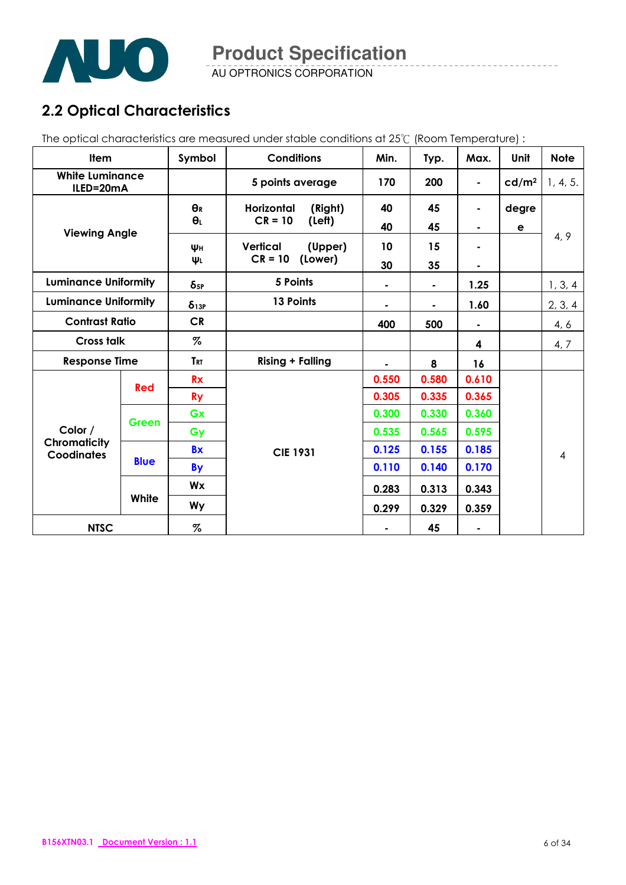## 2.2 Optical Characteristics

The optical characteristics are measured under stable conditions at 25℃ (Room Temperature) :

| Item | | Symbol | Conditions | Min. | Typ. | Max. | Unit | Note |
|---|---|---|---|---|---|---|---|---|
| White Luminance ILED=20mA | | | 5 points average | 170 | 200 | - | cd/m² | 1, 4, 5. |
| Viewing Angle | | $\theta_R$ | Horizontal (Right) CR = 10 | 40 | 45 | - | degree | 4, 9 |
| | | $\theta_L$ | (Left) | 40 | 45 | - | | |
| | | $\psi_H$ | Vertical (Upper) CR = 10 | 10 | 15 | - | | |
| | | $\psi_L$ | (Lower) | 30 | 35 | - | | |
| Luminance Uniformity | | $\delta_{5P}$ | 5 Points | - | - | 1.25 | | 1, 3, 4 |
| Luminance Uniformity | | $\delta_{13P}$ | 13 Points | - | - | 1.60 | | 2, 3, 4 |
| Contrast Ratio | | CR | | 400 | 500 | - | | 4, 6 |
| Cross talk | | % | | | | 4 | | 4, 7 |
| Response Time | | $T_{RT}$ | Rising + Falling | - | 8 | 16 | | |
| Color / Chromaticity Coodinates | Red | Rx | CIE 1931 | 0.550 | 0.580 | 0.610 | | 4 |
| | | Ry | | 0.305 | 0.335 | 0.365 | | |
| | Green | Gx | | 0.300 | 0.330 | 0.360 | | |
| | | Gy | | 0.535 | 0.565 | 0.595 | | |
| | Blue | Bx | | 0.125 | 0.155 | 0.185 | | |
| | | By | | 0.110 | 0.140 | 0.170 | | |
| | White | Wx | | 0.283 | 0.313 | 0.343 | | |
| | | Wy | | 0.299 | 0.329 | 0.359 | | |
| NTSC | | % | | - | 45 | - | | |

B156XTN03.1 Document Version : 1.1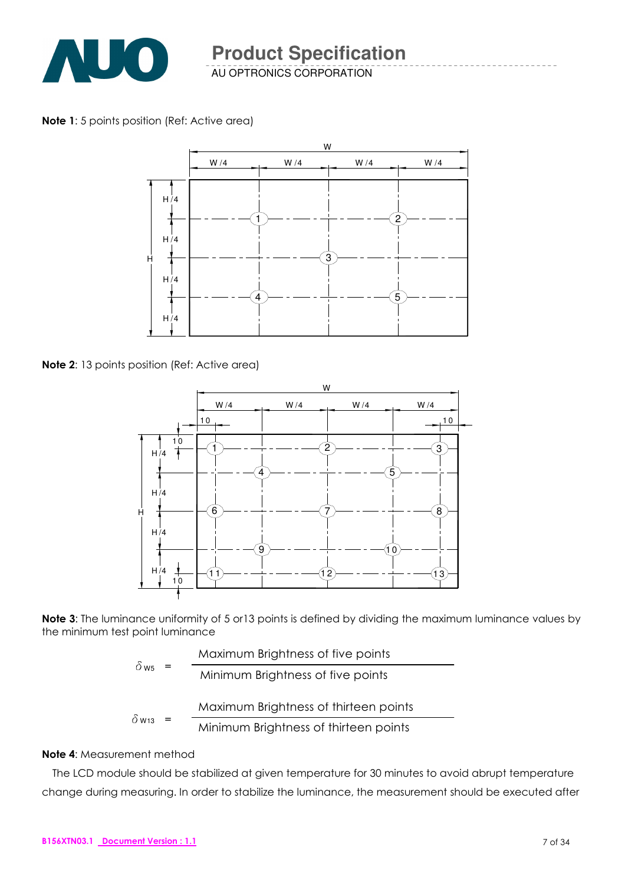**Note 1**: 5 points position (Ref: Active area)

**Note 2**: 13 points position (Ref: Active area)

**Note 3**: The luminance uniformity of 5 or13 points is defined by dividing the maximum luminance values by the minimum test point luminance

$$\delta_{W5} = \frac{\text{Maximum Brightness of five points}}{\text{Minimum Brightness of five points}}$$

$$\delta_{W13} = \frac{\text{Maximum Brightness of thirteen points}}{\text{Minimum Brightness of thirteen points}}$$

**Note 4**: Measurement method

The LCD module should be stabilized at given temperature for 30 minutes to avoid abrupt temperature change during measuring. In order to stabilize the luminance, the measurement should be executed after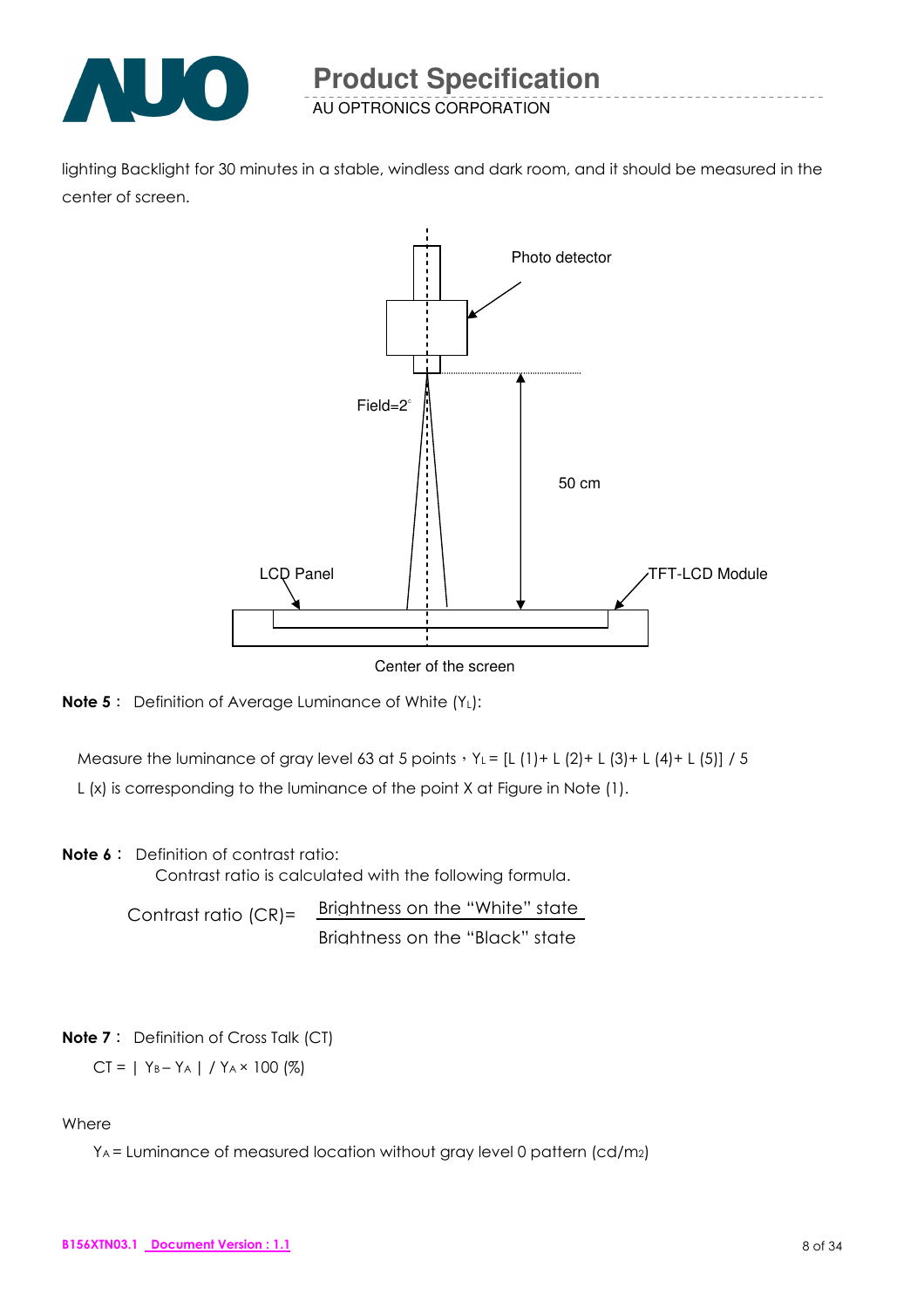lighting Backlight for 30 minutes in a stable, windless and dark room, and it should be measured in the center of screen.

Photo detector

Field=2°

50 cm

LCD Panel

TFT-LCD Module

Center of the screen

**Note 5：** Definition of Average Luminance of White ($Y_L$):

Measure the luminance of gray level 63 at 5 points，$Y_L$ = [L (1)+ L (2)+ L (3)+ L (4)+ L (5)] / 5

L (x) is corresponding to the luminance of the point X at Figure in Note (1).

**Note 6：** Definition of contrast ratio:

Contrast ratio is calculated with the following formula.

$$\text{Contrast ratio (CR)} = \frac{\text{Brightness on the "White" state}}{\text{Brightness on the "Black" state}}$$

**Note 7：** Definition of Cross Talk (CT)

$$CT = | Y_B - Y_A | / Y_A \times 100 (\%)$$

Where

$Y_A$ = Luminance of measured location without gray level 0 pattern (cd/m2)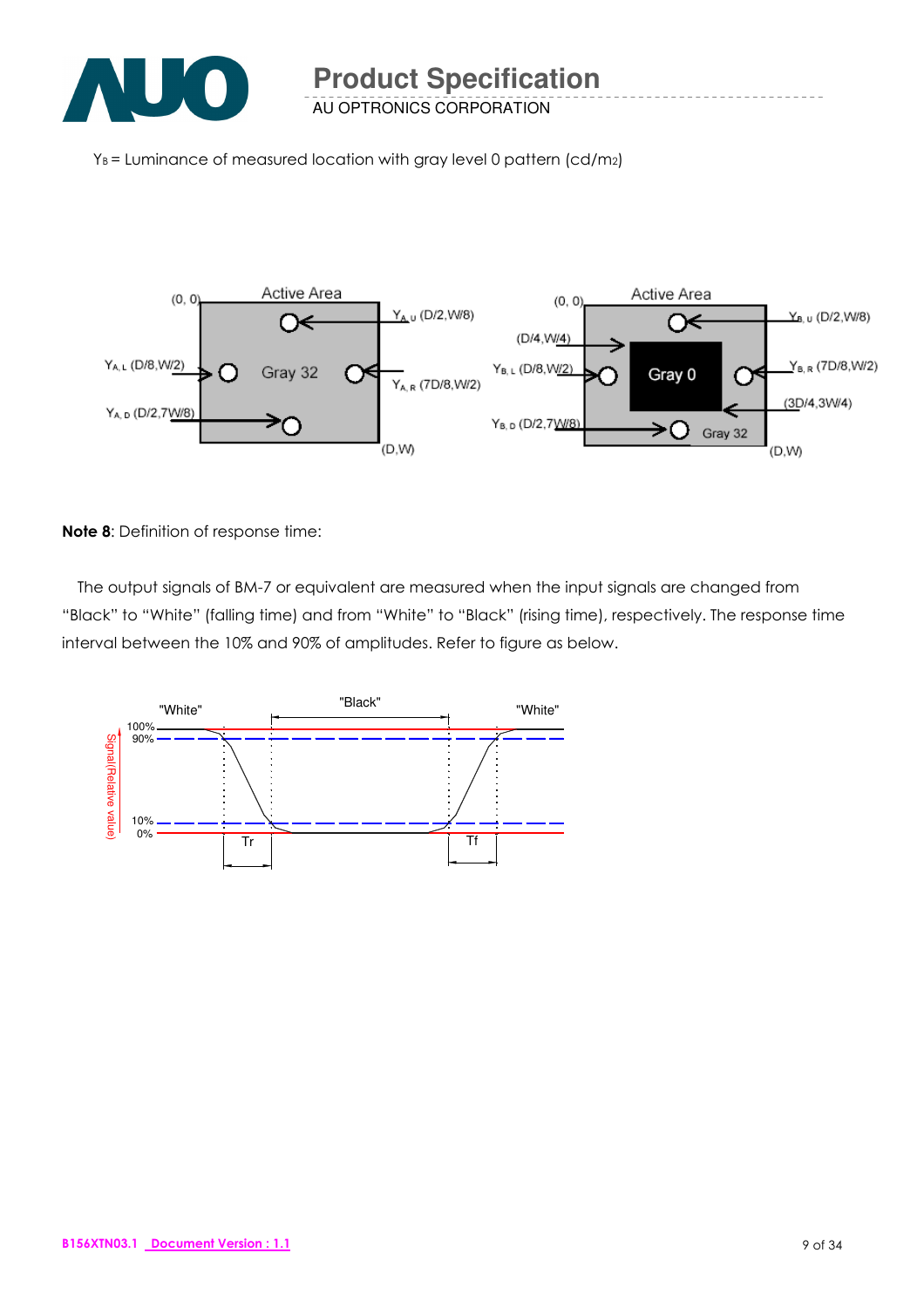$Y_B$ = Luminance of measured location with gray level 0 pattern (cd/m2)

**Note 8**: Definition of response time:

The output signals of BM-7 or equivalent are measured when the input signals are changed from "Black" to "White" (falling time) and from "White" to "Black" (rising time), respectively. The response time interval between the 10% and 90% of amplitudes. Refer to figure as below.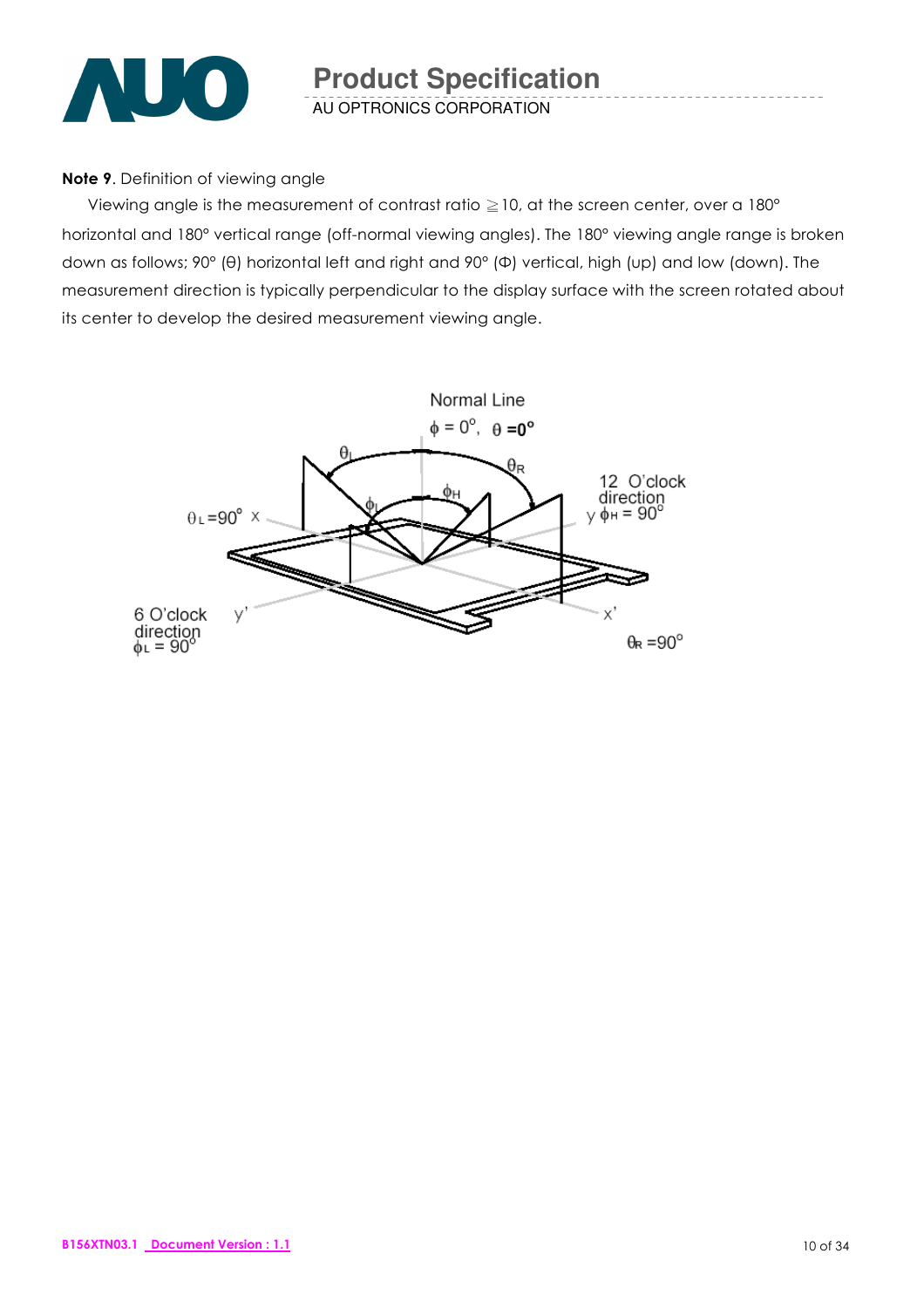**Note 9**. Definition of viewing angle

Viewing angle is the measurement of contrast ratio ≧10, at the screen center, over a 180° horizontal and 180° vertical range (off-normal viewing angles). The 180° viewing angle range is broken down as follows; 90° (θ) horizontal left and right and 90° (Φ) vertical, high (up) and low (down). The measurement direction is typically perpendicular to the display surface with the screen rotated about its center to develop the desired measurement viewing angle.

Normal Line

$\phi = 0^\circ$, $\theta = 0^\circ$

$\theta_L = 90^\circ$ x

12 O'clock direction y $\phi_H = 90^\circ$

6 O'clock direction $\phi_L = 90^\circ$ y'

x' $\theta_R = 90^\circ$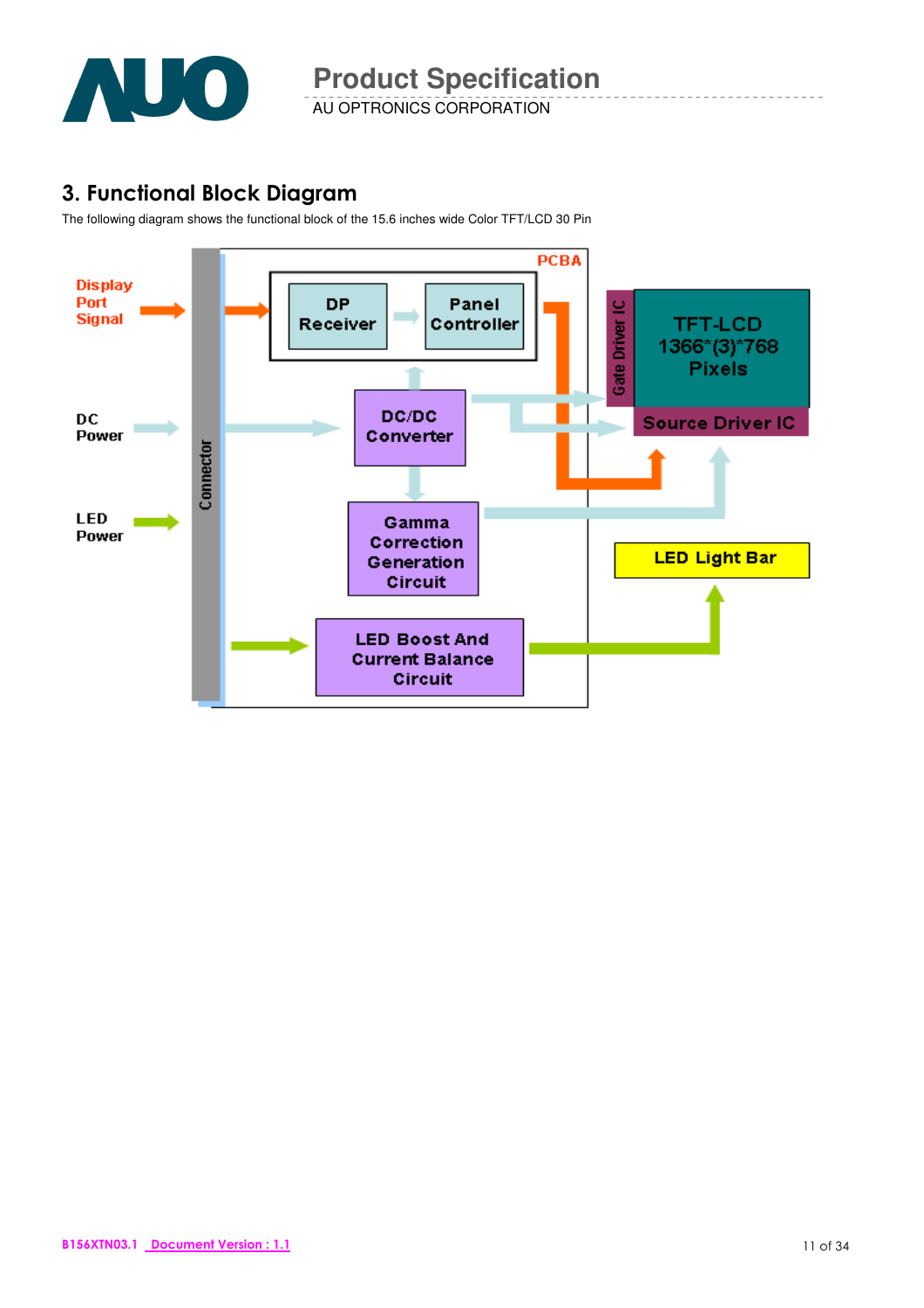## 3. Functional Block Diagram

The following diagram shows the functional block of the 15.6 inches wide Color TFT/LCD 30 Pin

Display Port Signal

DC Power

LED Power

Connector

PCBA

DP Receiver

Panel Controller

DC/DC Converter

Gamma Correction Generation Circuit

LED Boost And Current Balance Circuit

Gate Driver IC

TFT-LCD 1366*(3)*768 Pixels

Source Driver IC

LED Light Bar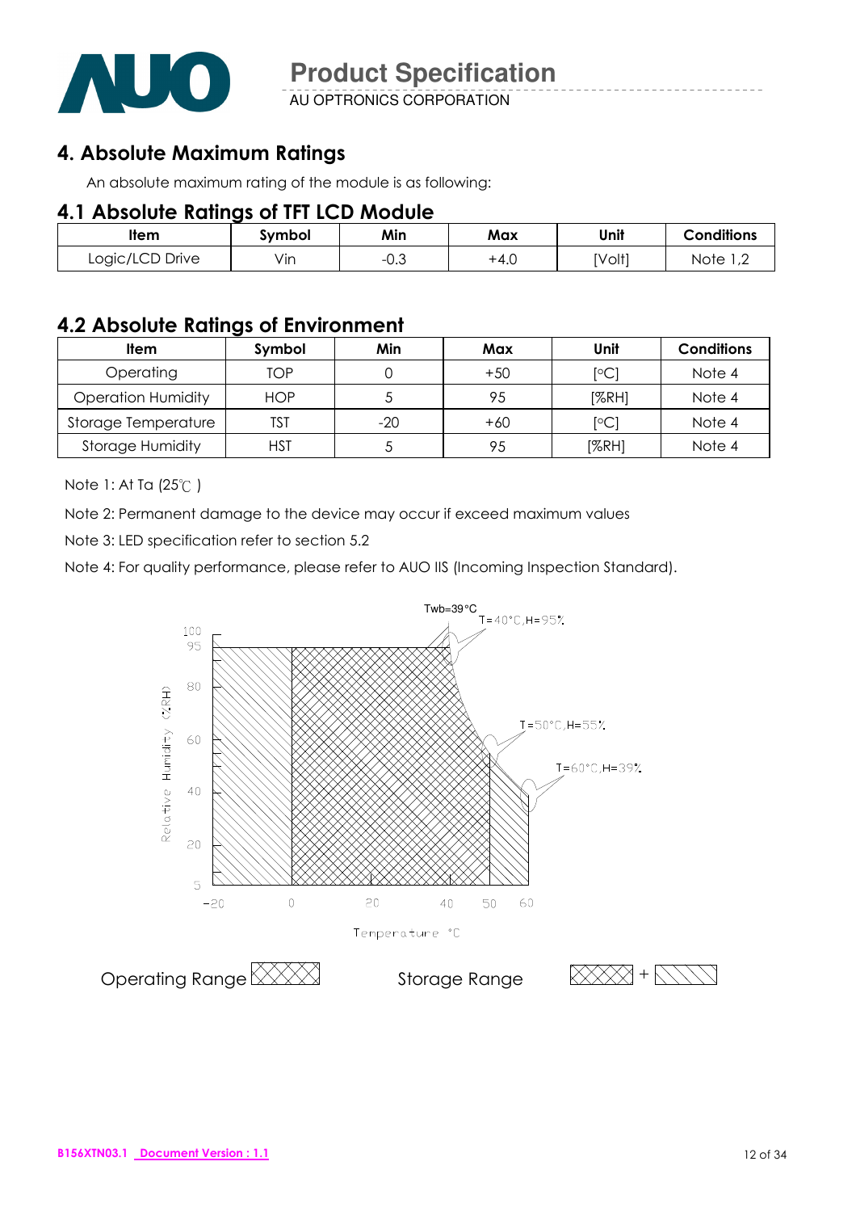## 4. Absolute Maximum Ratings

An absolute maximum rating of the module is as following:

### 4.1 Absolute Ratings of TFT LCD Module

| Item | Symbol | Min | Max | Unit | Conditions |
|---|---|---|---|---|---|
| Logic/LCD Drive | Vin | -0.3 | +4.0 | [Volt] | Note 1,2 |

### 4.2 Absolute Ratings of Environment

| Item | Symbol | Min | Max | Unit | Conditions |
|---|---|---|---|---|---|
| Operating | TOP | 0 | +50 | [°C] | Note 4 |
| Operation Humidity | HOP | 5 | 95 | [%RH] | Note 4 |
| Storage Temperature | TST | -20 | +60 | [°C] | Note 4 |
| Storage Humidity | HST | 5 | 95 | [%RH] | Note 4 |

Note 1: At Ta (25℃ )

Note 2: Permanent damage to the device may occur if exceed maximum values

Note 3: LED specification refer to section 5.2

Note 4: For quality performance, please refer to AUO IIS (Incoming Inspection Standard).

Twb=39°C
T=40°C,H=95%
T=50°C,H=55%
T=60°C,H=39%

Relative Humidity (%RH)

Temperature °C

Operating Range

Storage Range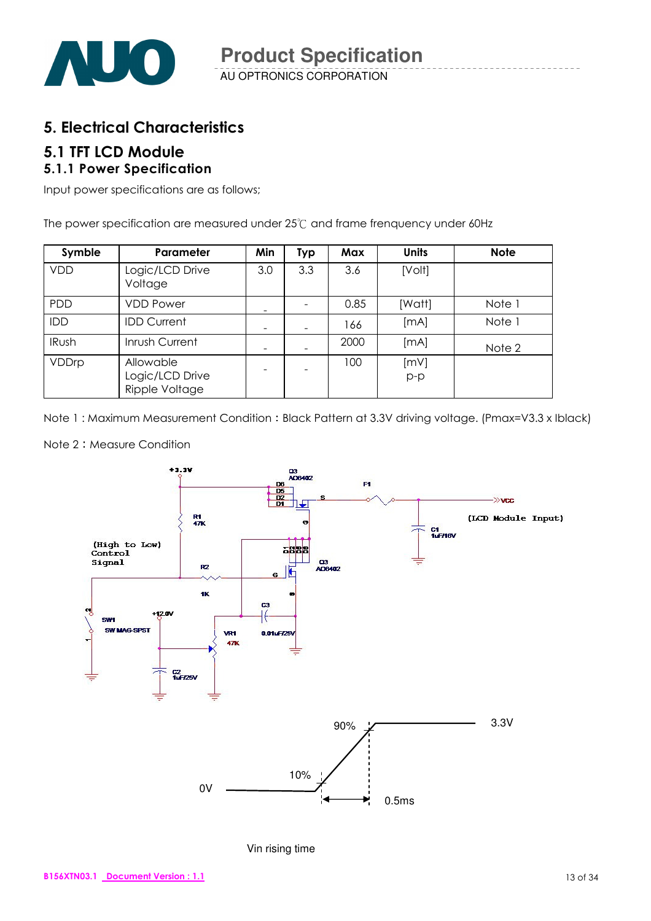# 5. Electrical Characteristics

## 5.1 TFT LCD Module

### 5.1.1 Power Specification

Input power specifications are as follows;

The power specification are measured under 25℃ and frame frenquency under 60Hz

| Symble | Parameter | Min | Typ | Max | Units | Note |
|---|---|---|---|---|---|---|
| VDD | Logic/LCD Drive Voltage | 3.0 | 3.3 | 3.6 | [Volt] | |
| PDD | VDD Power | - | - | 0.85 | [Watt] | Note 1 |
| IDD | IDD Current | - | - | 166 | [mA] | Note 1 |
| IRush | Inrush Current | - | - | 2000 | [mA] | Note 2 |
| VDDrp | Allowable Logic/LCD Drive Ripple Voltage | - | - | 100 | [mV] p-p | |

Note 1 : Maximum Measurement Condition：Black Pattern at 3.3V driving voltage. (Pmax=V3.3 x Iblack)

Note 2：Measure Condition

Vin rising time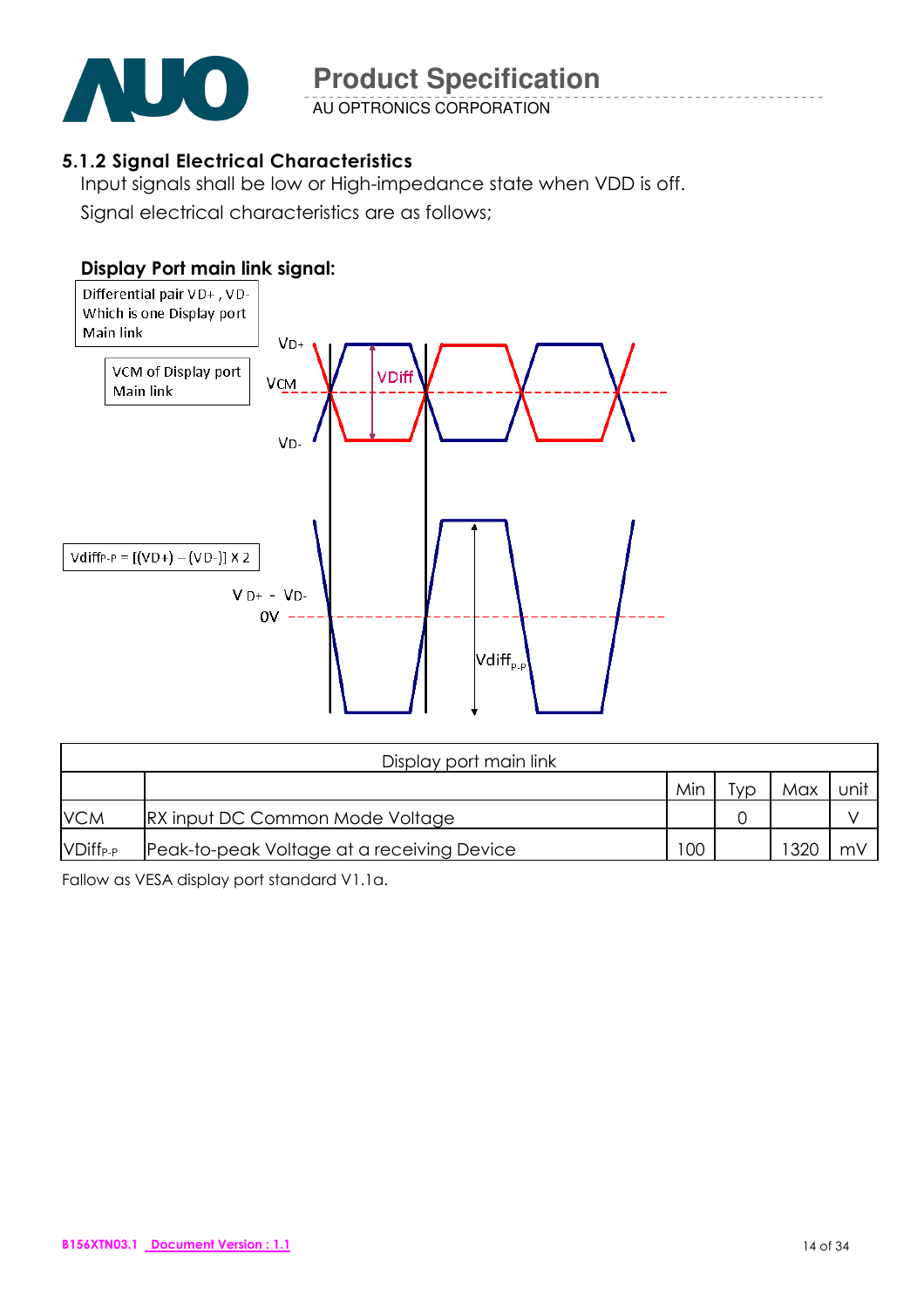### 5.1.2 Signal Electrical Characteristics

Input signals shall be low or High-impedance state when VDD is off.

Signal electrical characteristics are as follows;

**Display Port main link signal:**

Differential pair VD+ , VD- Which is one Display port Main link

VCM of Display port Main link

$Vdiff_{P-P} = [(VD+) - (VD-)] \times 2$

| Display port main link | | | | | |
|---|---|---|---|---|---|
| | | Min | Typ | Max | unit |
| VCM | RX input DC Common Mode Voltage | | 0 | | V |
| $VDiff_{P-P}$ | Peak-to-peak Voltage at a receiving Device | 100 | | 1320 | mV |

Fallow as VESA display port standard V1.1a.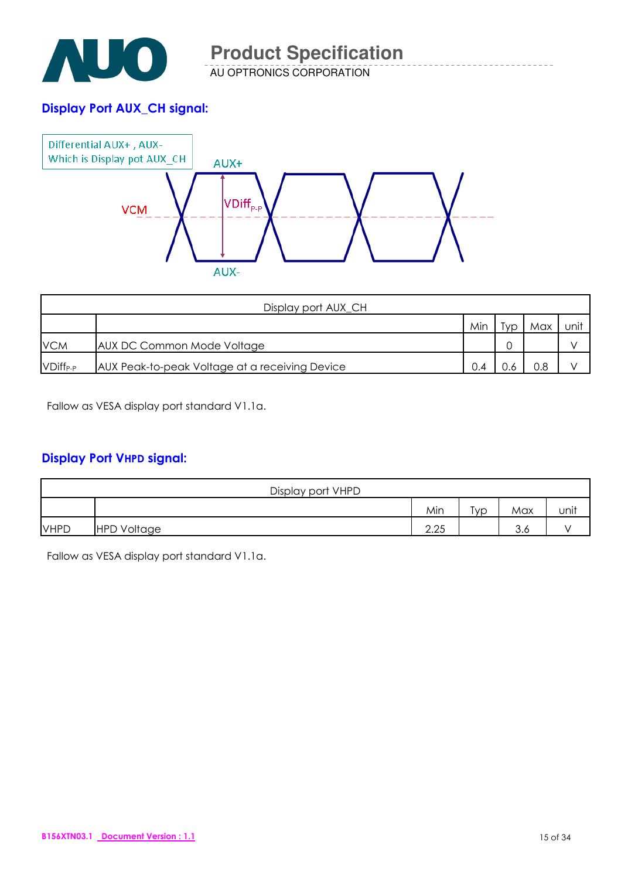### Display Port AUX_CH signal:

Differential AUX+ , AUX-
Which is Display pot AUX_CH

AUX+

VCM

$VDiff_{P-P}$

AUX-

| Display port AUX_CH | | | | | |
|---|---|---|---|---|---|
| | | Min | Typ | Max | unit |
| VCM | AUX DC Common Mode Voltage | | 0 | | V |
| $VDiff_{P-P}$ | AUX Peak-to-peak Voltage at a receiving Device | 0.4 | 0.6 | 0.8 | V |

Fallow as VESA display port standard V1.1a.

### Display Port VHPD signal:

| Display port VHPD | | | | | |
|---|---|---|---|---|---|
| | | Min | Typ | Max | unit |
| VHPD | HPD Voltage | 2.25 | | 3.6 | V |

Fallow as VESA display port standard V1.1a.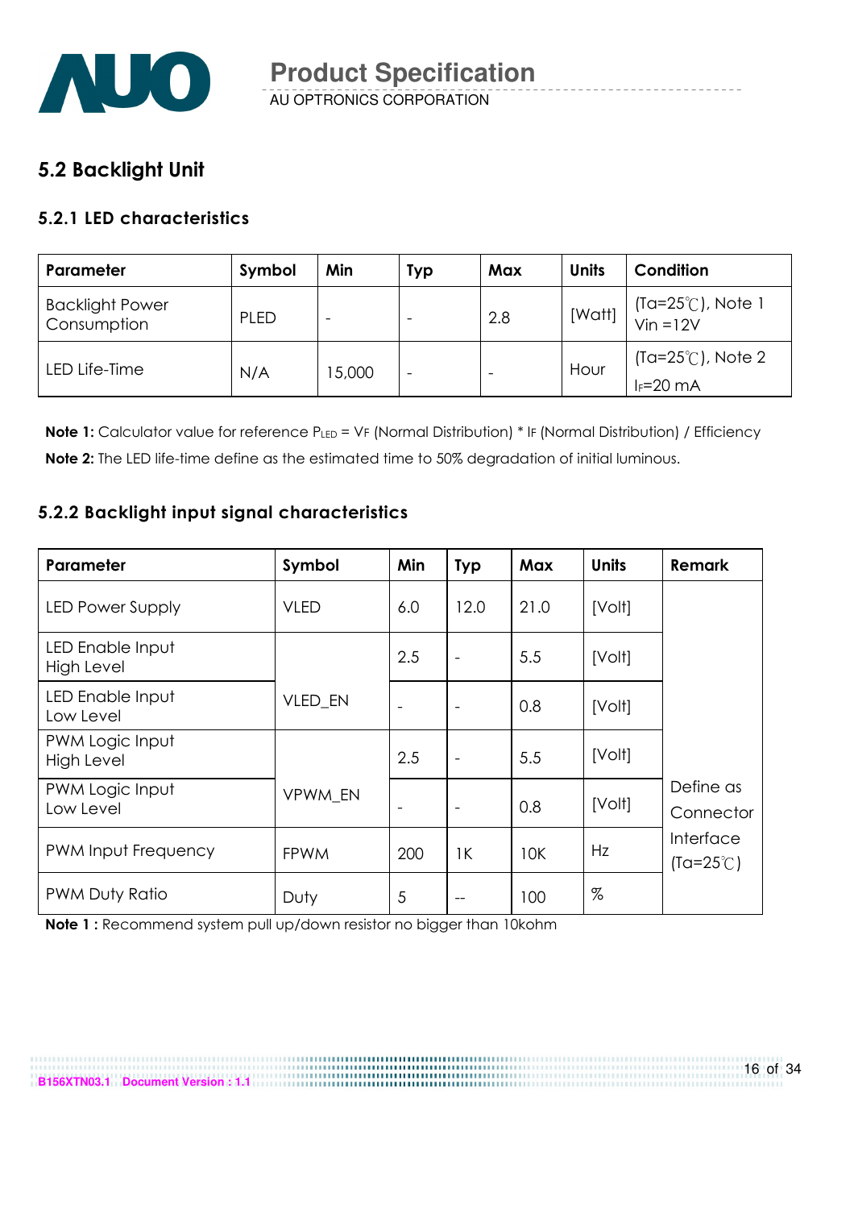## 5.2 Backlight Unit

### 5.2.1 LED characteristics

| Parameter | Symbol | Min | Typ | Max | Units | Condition |
|---|---|---|---|---|---|---|
| Backlight Power Consumption | PLED | - | - | 2.8 | [Watt] | (Ta=25℃), Note 1 Vin =12V |
| LED Life-Time | N/A | 15,000 | - | - | Hour | (Ta=25℃), Note 2 $I_F$=20 mA |

**Note 1:** Calculator value for reference $P_{LED}$ = $V_F$ (Normal Distribution) * $I_F$ (Normal Distribution) / Efficiency

**Note 2:** The LED life-time define as the estimated time to 50% degradation of initial luminous.

### 5.2.2 Backlight input signal characteristics

| Parameter | Symbol | Min | Typ | Max | Units | Remark |
|---|---|---|---|---|---|---|
| LED Power Supply | VLED | 6.0 | 12.0 | 21.0 | [Volt] | Define as Connector Interface (Ta=25℃) |
| LED Enable Input High Level | VLED_EN | 2.5 | - | 5.5 | [Volt] | |
| LED Enable Input Low Level | | - | - | 0.8 | [Volt] | |
| PWM Logic Input High Level | VPWM_EN | 2.5 | - | 5.5 | [Volt] | |
| PWM Logic Input Low Level | | - | - | 0.8 | [Volt] | |
| PWM Input Frequency | FPWM | 200 | 1K | 10K | Hz | |
| PWM Duty Ratio | Duty | 5 | -- | 100 | % | |

**Note 1 :** Recommend system pull up/down resistor no bigger than 10kohm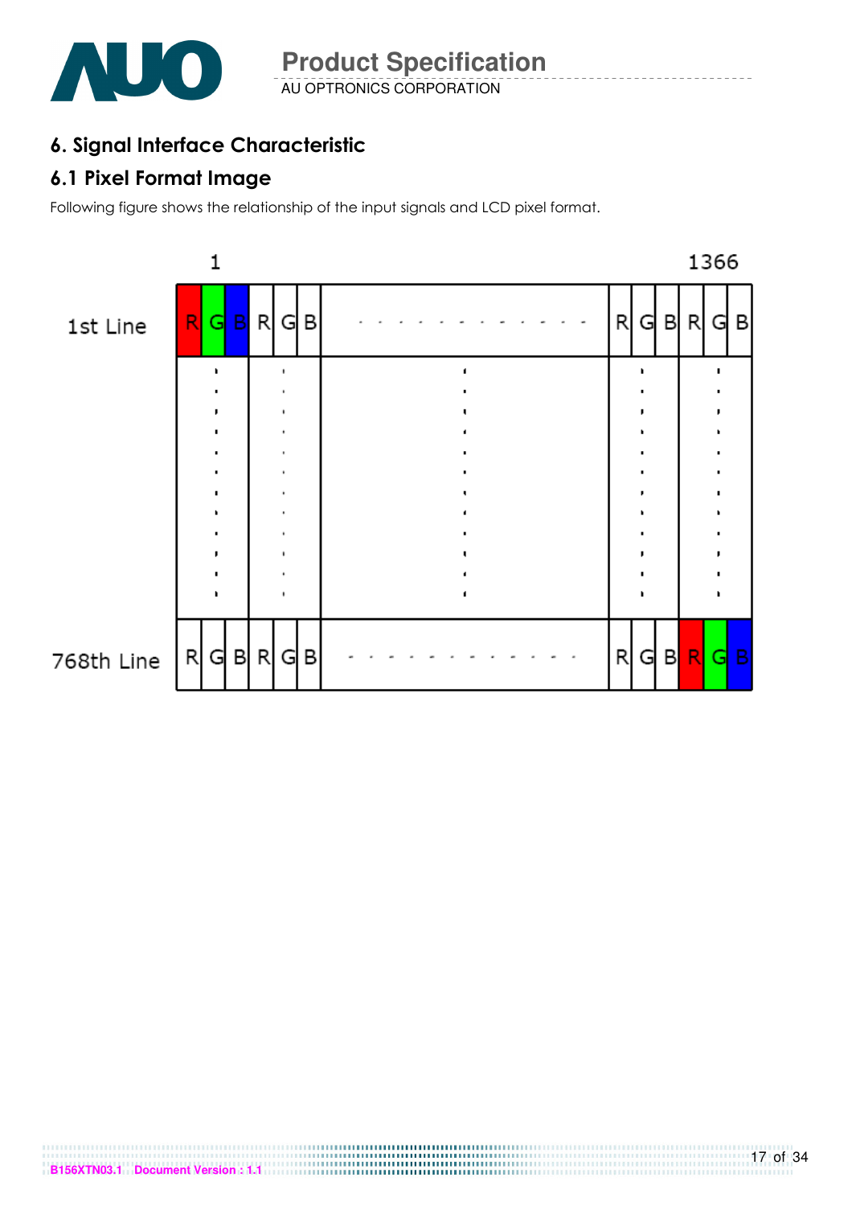# 6. Signal Interface Characteristic

## 6.1 Pixel Format Image

Following figure shows the relationship of the input signals and LCD pixel format.

|  | 1 |  |  |  |  |  |  |  |  |  |  | 1366 |  |
|---|---|---|---|---|---|---|---|---|---|---|---|---|---|
| 1st Line | R | G | B | R | G | B | - - - - - - - - - - - - - | R | G | B | R | G | B |
| ⋮ |  | ⋮ |  |  | ⋮ |  | ⋮ |  | ⋮ |  |  | ⋮ |  |
| 768th Line | R | G | B | R | G | B | - - - - - - - - - - - - - | R | G | B | R | G | B |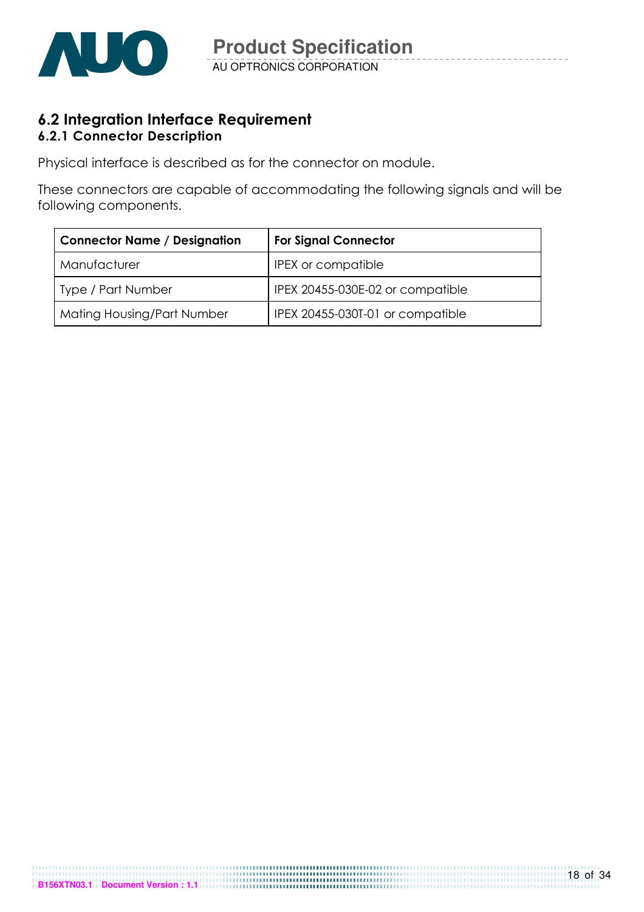## 6.2 Integration Interface Requirement

### 6.2.1 Connector Description

Physical interface is described as for the connector on module.

These connectors are capable of accommodating the following signals and will be following components.

| Connector Name / Designation | For Signal Connector |
|---|---|
| Manufacturer | IPEX or compatible |
| Type / Part Number | IPEX 20455-030E-02 or compatible |
| Mating Housing/Part Number | IPEX 20455-030T-01 or compatible |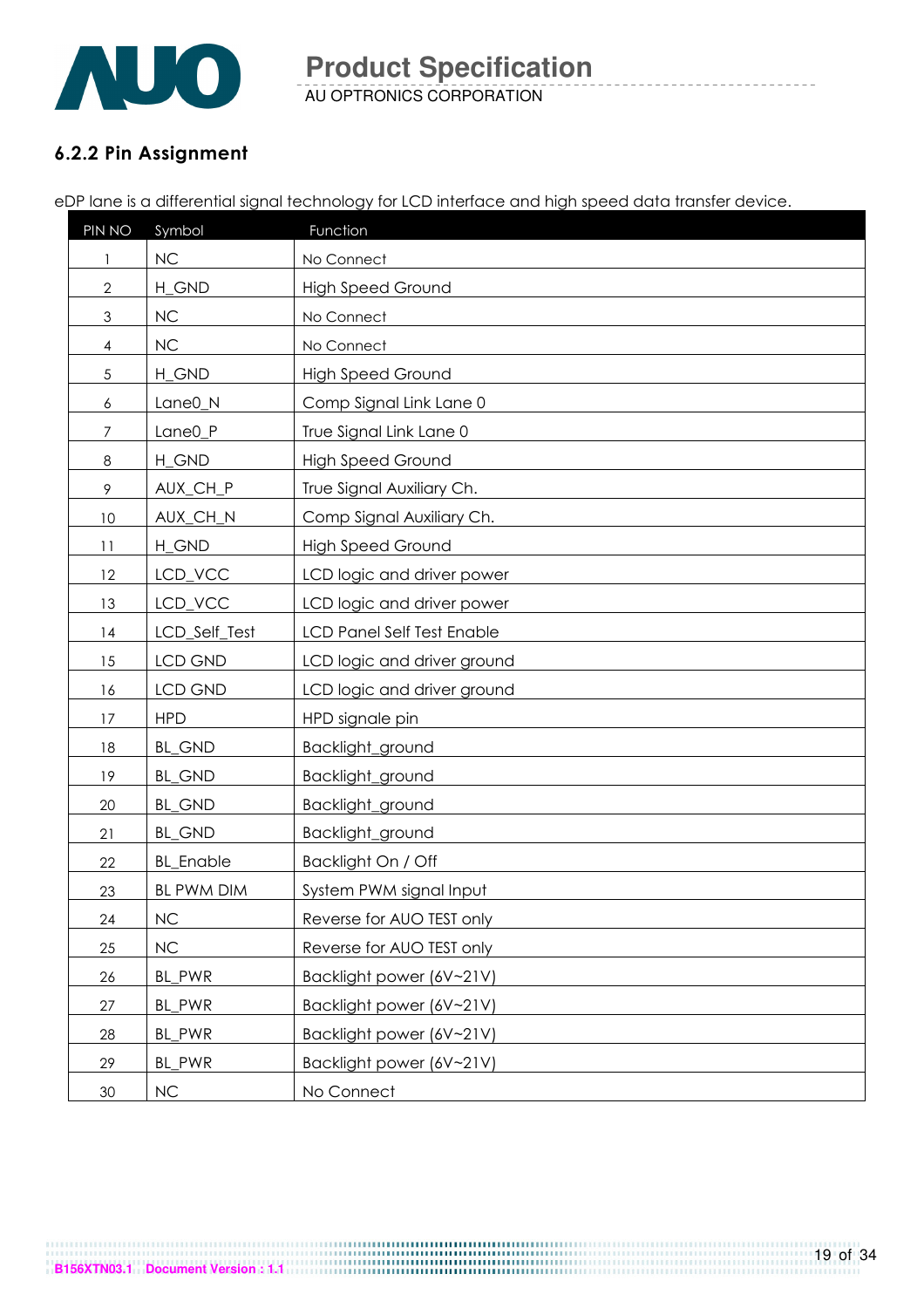### 6.2.2 Pin Assignment

eDP lane is a differential signal technology for LCD interface and high speed data transfer device.

| PIN NO | Symbol | Function |
|---|---|---|
| 1 | NC | No Connect |
| 2 | H_GND | High Speed Ground |
| 3 | NC | No Connect |
| 4 | NC | No Connect |
| 5 | H_GND | High Speed Ground |
| 6 | Lane0_N | Comp Signal Link Lane 0 |
| 7 | Lane0_P | True Signal Link Lane 0 |
| 8 | H_GND | High Speed Ground |
| 9 | AUX_CH_P | True Signal Auxiliary Ch. |
| 10 | AUX_CH_N | Comp Signal Auxiliary Ch. |
| 11 | H_GND | High Speed Ground |
| 12 | LCD_VCC | LCD logic and driver power |
| 13 | LCD_VCC | LCD logic and driver power |
| 14 | LCD_Self_Test | LCD Panel Self Test Enable |
| 15 | LCD GND | LCD logic and driver ground |
| 16 | LCD GND | LCD logic and driver ground |
| 17 | HPD | HPD signale pin |
| 18 | BL_GND | Backlight_ground |
| 19 | BL_GND | Backlight_ground |
| 20 | BL_GND | Backlight_ground |
| 21 | BL_GND | Backlight_ground |
| 22 | BL_Enable | Backlight On / Off |
| 23 | BL PWM DIM | System PWM signal Input |
| 24 | NC | Reverse for AUO TEST only |
| 25 | NC | Reverse for AUO TEST only |
| 26 | BL_PWR | Backlight power (6V~21V) |
| 27 | BL_PWR | Backlight power (6V~21V) |
| 28 | BL_PWR | Backlight power (6V~21V) |
| 29 | BL_PWR | Backlight power (6V~21V) |
| 30 | NC | No Connect |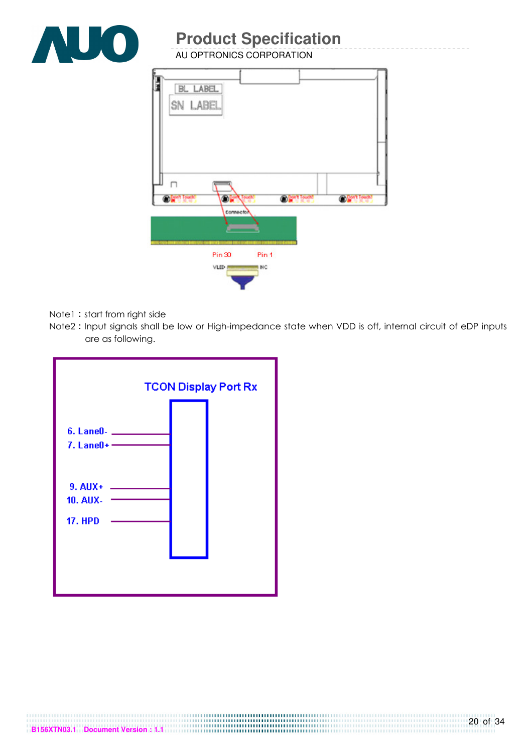Note1 : start from right side

Note2 : Input signals shall be low or High-impedance state when VDD is off, internal circuit of eDP inputs are as following.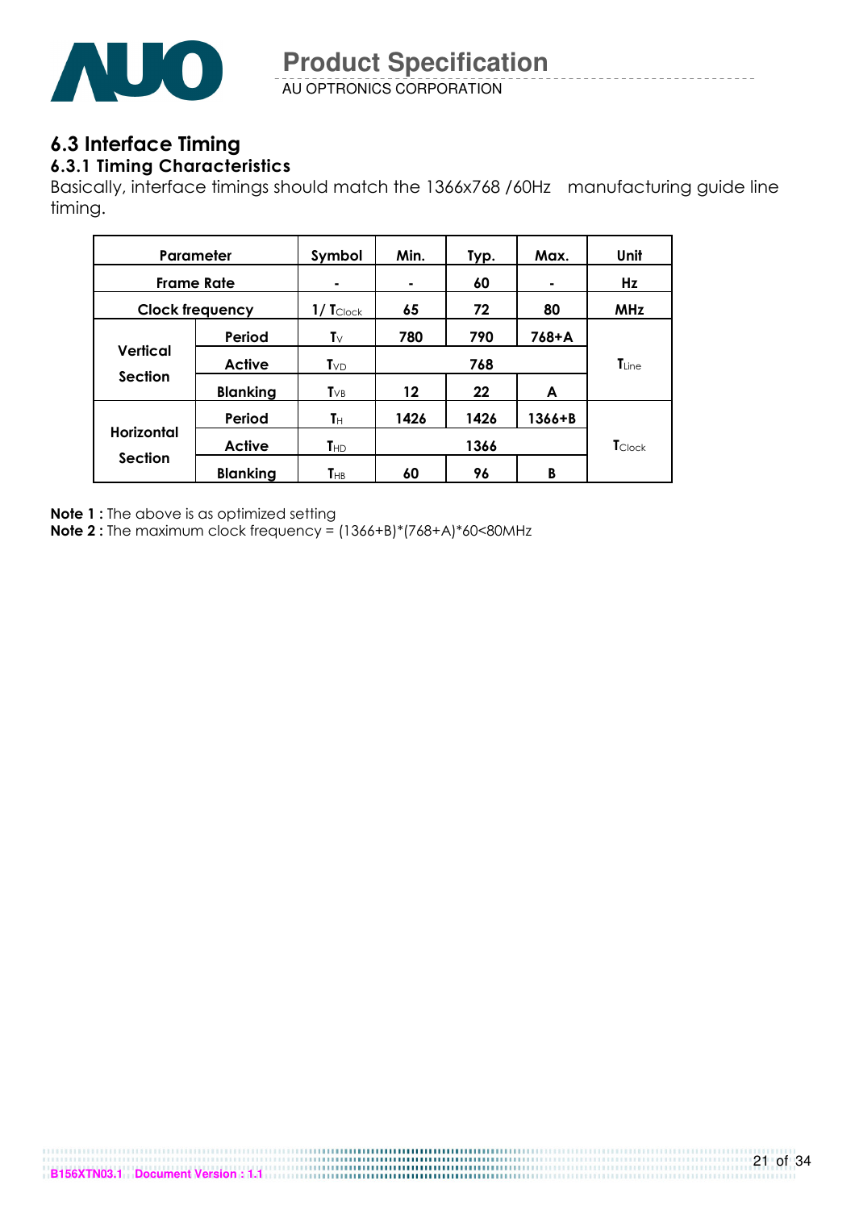## 6.3 Interface Timing

### 6.3.1 Timing Characteristics

Basically, interface timings should match the 1366x768 /60Hz manufacturing guide line timing.

| Parameter | | Symbol | Min. | Typ. | Max. | Unit |
|---|---|---|---|---|---|---|
| Frame Rate | | - | - | 60 | - | Hz |
| Clock frequency | | $1/T_{Clock}$ | 65 | 72 | 80 | MHz |
| Vertical Section | Period | $T_V$ | 780 | 790 | 768+A | $T_{Line}$ |
| | Active | $T_{VD}$ | | 768 | | |
| | Blanking | $T_{VB}$ | 12 | 22 | A | |
| Horizontal Section | Period | $T_H$ | 1426 | 1426 | 1366+B | $T_{Clock}$ |
| | Active | $T_{HD}$ | | 1366 | | |
| | Blanking | $T_{HB}$ | 60 | 96 | B | |

**Note 1 :** The above is as optimized setting

**Note 2 :** The maximum clock frequency = (1366+B)*(768+A)*60<80MHz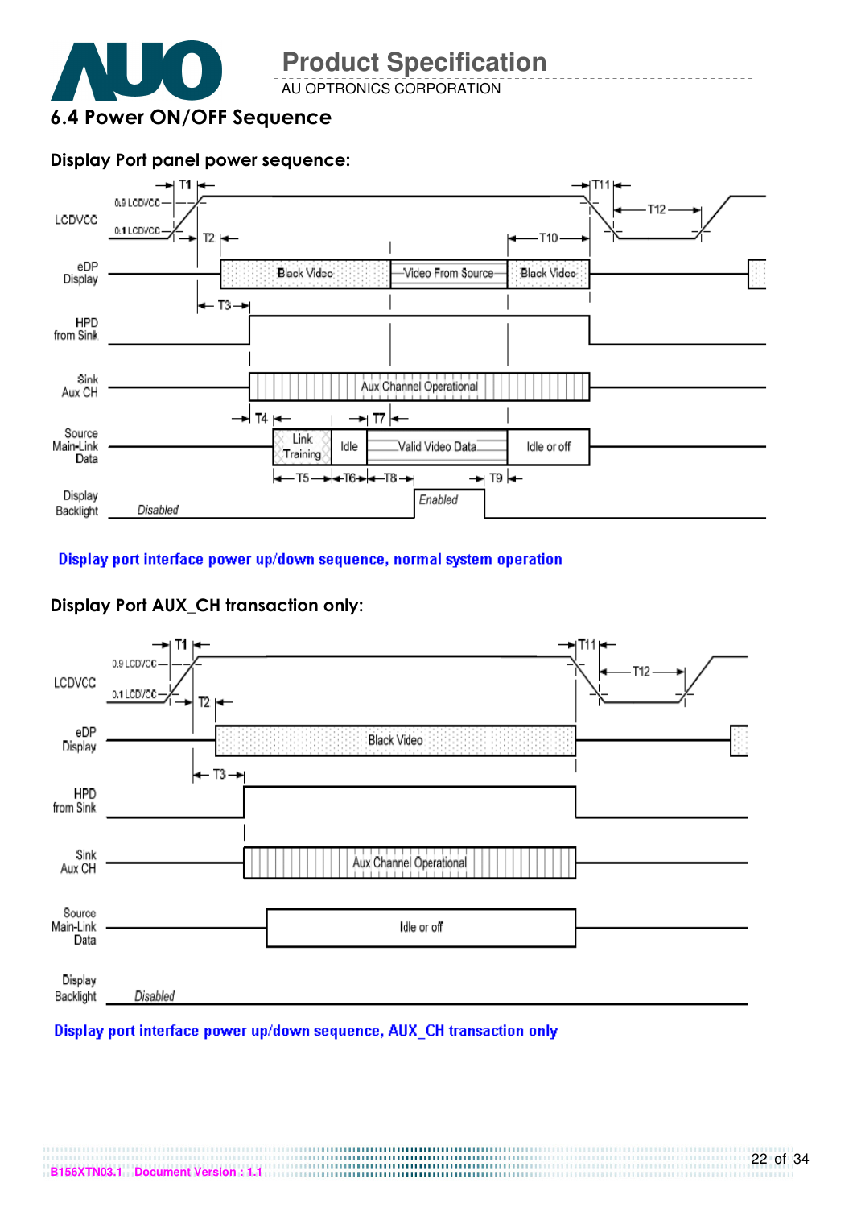## 6.4 Power ON/OFF Sequence

### Display Port panel power sequence:

Display port interface power up/down sequence, normal system operation

### Display Port AUX_CH transaction only:

Display port interface power up/down sequence, AUX_CH transaction only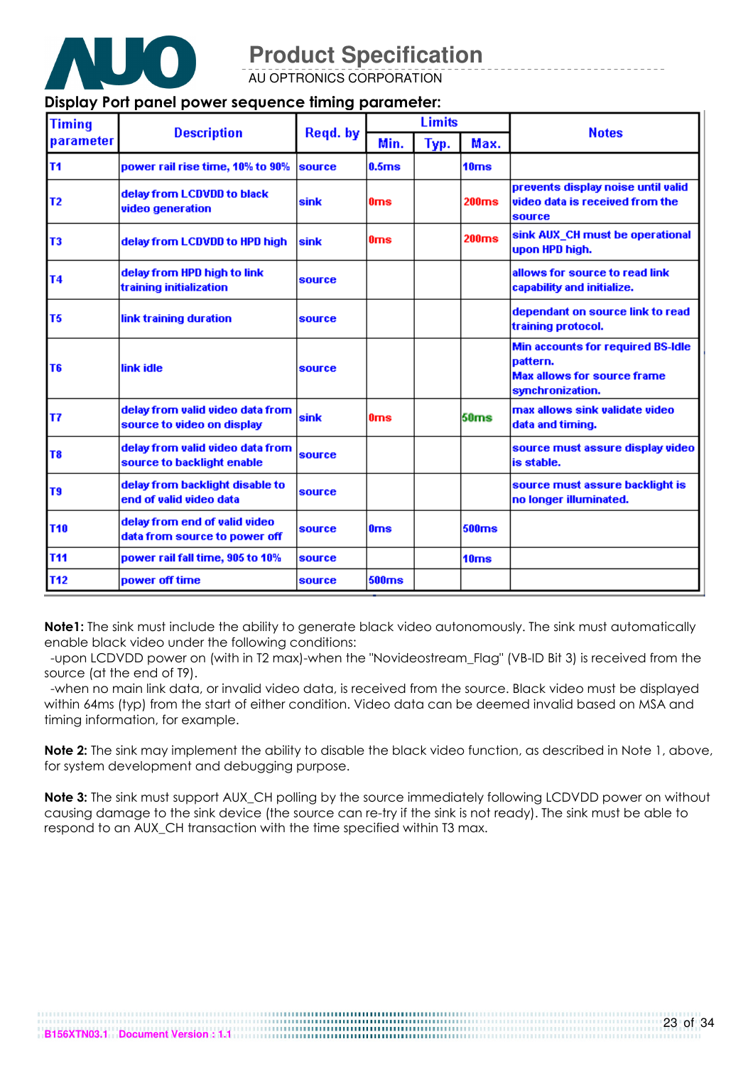## Display Port panel power sequence timing parameter:

| Timing parameter | Description | Reqd. by | Limits | | | Notes |
|---|---|---|---|---|---|---|
| | | | Min. | Typ. | Max. | |
| T1 | power rail rise time, 10% to 90% | source | 0.5ms | | 10ms | |
| T2 | delay from LCDVDD to black video generation | sink | 0ms | | 200ms | prevents display noise until valid video data is received from the source |
| T3 | delay from LCDVDD to HPD high | sink | 0ms | | 200ms | sink AUX_CH must be operational upon HPD high. |
| T4 | delay from HPD high to link training initialization | source | | | | allows for source to read link capability and initialize. |
| T5 | link training duration | source | | | | dependant on source link to read training protocol. |
| T6 | link idle | source | | | | Min accounts for required BS-Idle pattern. Max allows for source frame synchronization. |
| T7 | delay from valid video data from source to video on display | sink | 0ms | | 50ms | max allows sink validate video data and timing. |
| T8 | delay from valid video data from source to backlight enable | source | | | | source must assure display video is stable. |
| T9 | delay from backlight disable to end of valid video data | source | | | | source must assure backlight is no longer illuminated. |
| T10 | delay from end of valid video data from source to power off | source | 0ms | | 500ms | |
| T11 | power rail fall time, 905 to 10% | source | | | 10ms | |
| T12 | power off time | source | 500ms | | | |

**Note1:** The sink must include the ability to generate black video autonomously. The sink must automatically enable black video under the following conditions:

-upon LCDVDD power on (with in T2 max)-when the "Novideostream_Flag" (VB-ID Bit 3) is received from the source (at the end of T9).

-when no main link data, or invalid video data, is received from the source. Black video must be displayed within 64ms (typ) from the start of either condition. Video data can be deemed invalid based on MSA and timing information, for example.

**Note 2:** The sink may implement the ability to disable the black video function, as described in Note 1, above, for system development and debugging purpose.

**Note 3:** The sink must support AUX_CH polling by the source immediately following LCDVDD power on without causing damage to the sink device (the source can re-try if the sink is not ready). The sink must be able to respond to an AUX_CH transaction with the time specified within T3 max.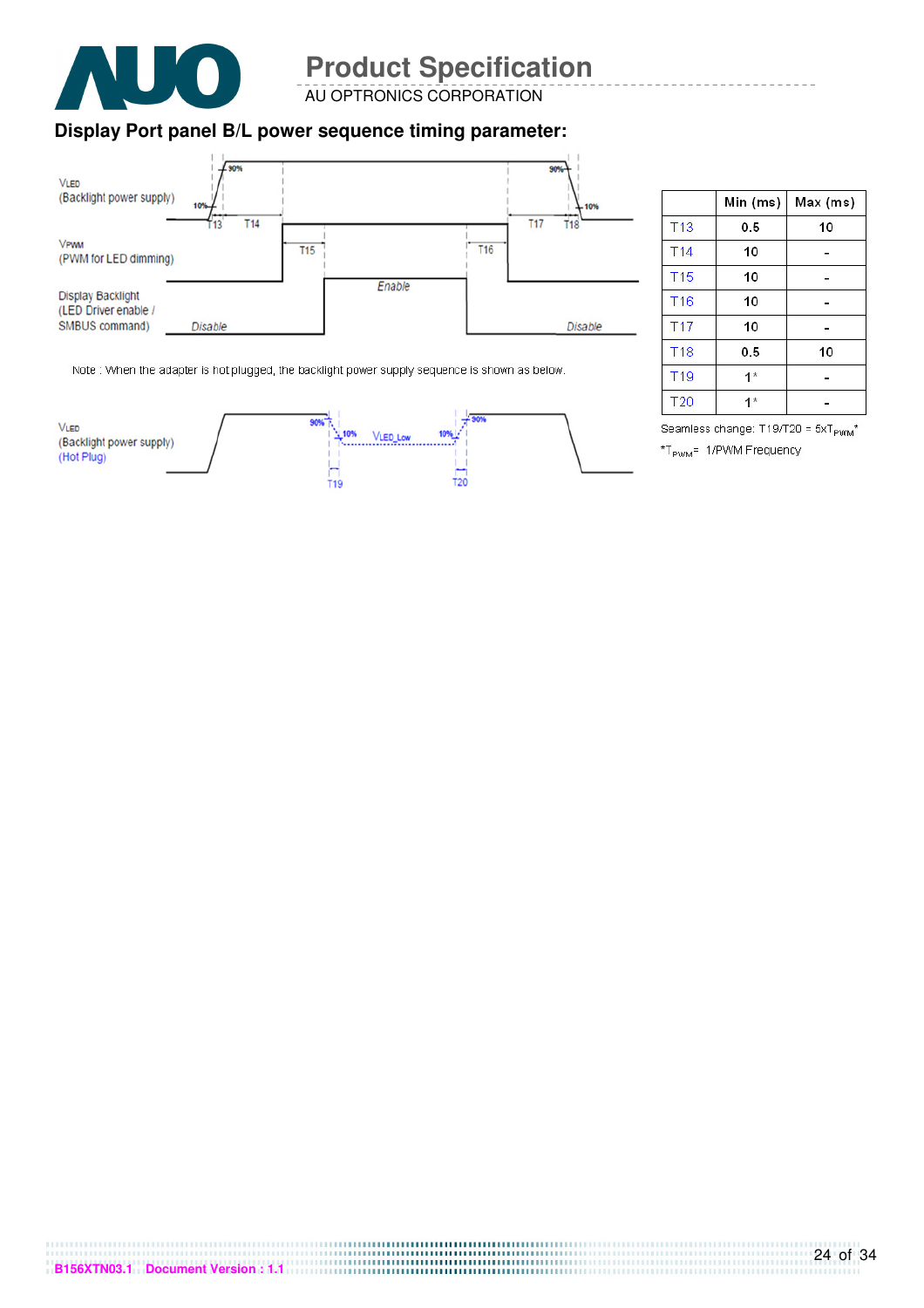## Display Port panel B/L power sequence timing parameter:

VLED (Backlight power supply)

VPWM (PWM for LED dimming)

Display Backlight (LED Driver enable / SMBUS command)

Disable Enable Disable

T13 T14 T15 T16 T17 T18

Note : When the adapter is hot plugged, the backlight power supply sequence is shown as below.

VLED (Backlight power supply) (Hot Plug)

VLED_Low

T19 T20

|  | Min (ms) | Max (ms) |
|---|---|---|
| T13 | 0.5 | 10 |
| T14 | 10 | - |
| T15 | 10 | - |
| T16 | 10 | - |
| T17 | 10 | - |
| T18 | 0.5 | 10 |
| T19 | 1* | - |
| T20 | 1* | - |

Seamless change: T19/T20 = 5x$T_{PWM}$*

*$T_{PWM}$= 1/PWM Frequency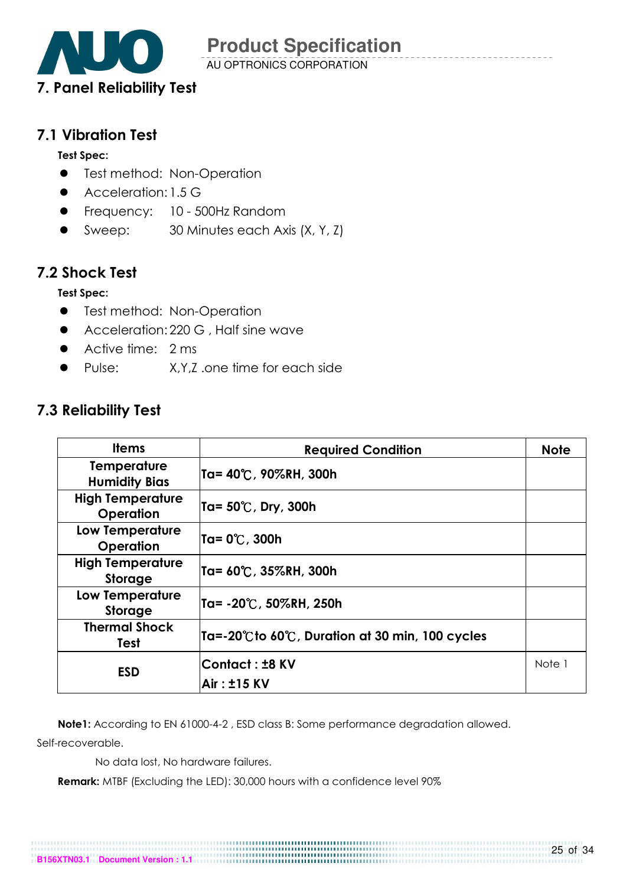# 7. Panel Reliability Test

## 7.1 Vibration Test

**Test Spec:**

- Test method: Non-Operation
- Acceleration: 1.5 G
- Frequency: 10 - 500Hz Random
- Sweep: 30 Minutes each Axis (X, Y, Z)

## 7.2 Shock Test

**Test Spec:**

- Test method: Non-Operation
- Acceleration: 220 G , Half sine wave
- Active time: 2 ms
- Pulse: X,Y,Z .one time for each side

## 7.3 Reliability Test

| Items | Required Condition | Note |
|---|---|---|
| Temperature Humidity Bias | Ta= 40℃, 90%RH, 300h | |
| High Temperature Operation | Ta= 50℃, Dry, 300h | |
| Low Temperature Operation | Ta= 0℃, 300h | |
| High Temperature Storage | Ta= 60℃, 35%RH, 300h | |
| Low Temperature Storage | Ta= -20℃, 50%RH, 250h | |
| Thermal Shock Test | Ta=-20℃to 60℃, Duration at 30 min, 100 cycles | |
| ESD | Contact : ±8 KV<br>Air : ±15 KV | Note 1 |

**Note1:** According to EN 61000-4-2 , ESD class B: Some performance degradation allowed. Self-recoverable.

No data lost, No hardware failures.

**Remark:** MTBF (Excluding the LED): 30,000 hours with a confidence level 90%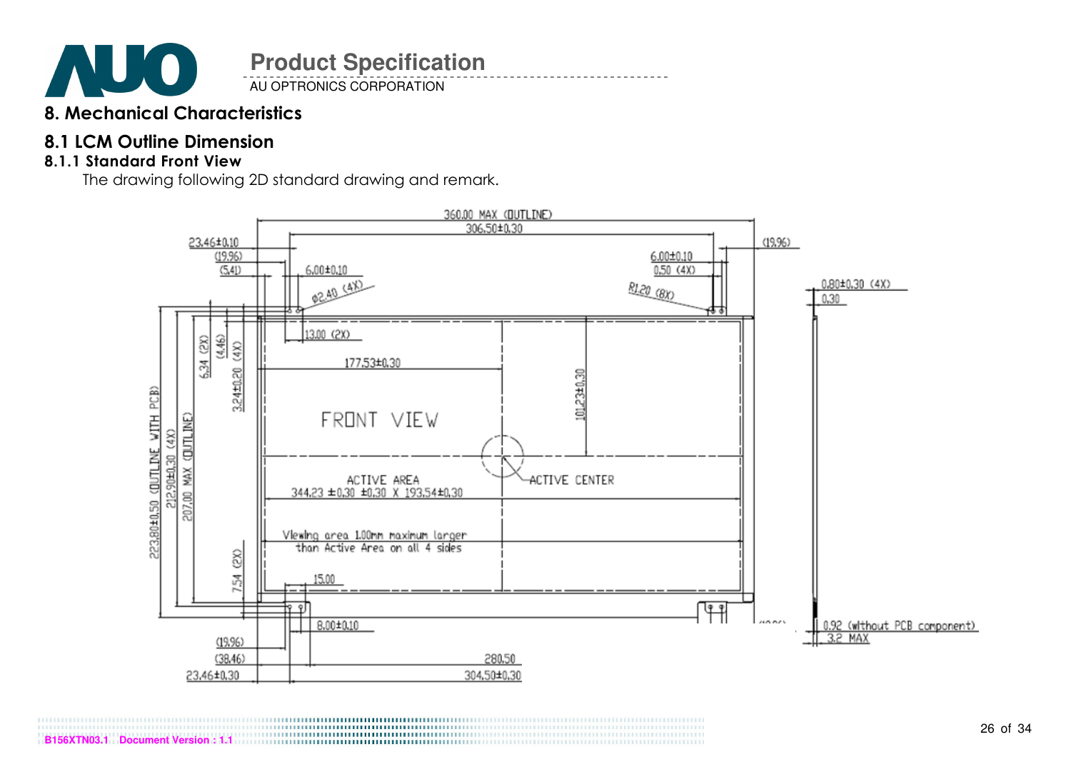# 8. Mechanical Characteristics

## 8.1 LCM Outline Dimension

### 8.1.1 Standard Front View

The drawing following 2D standard drawing and remark.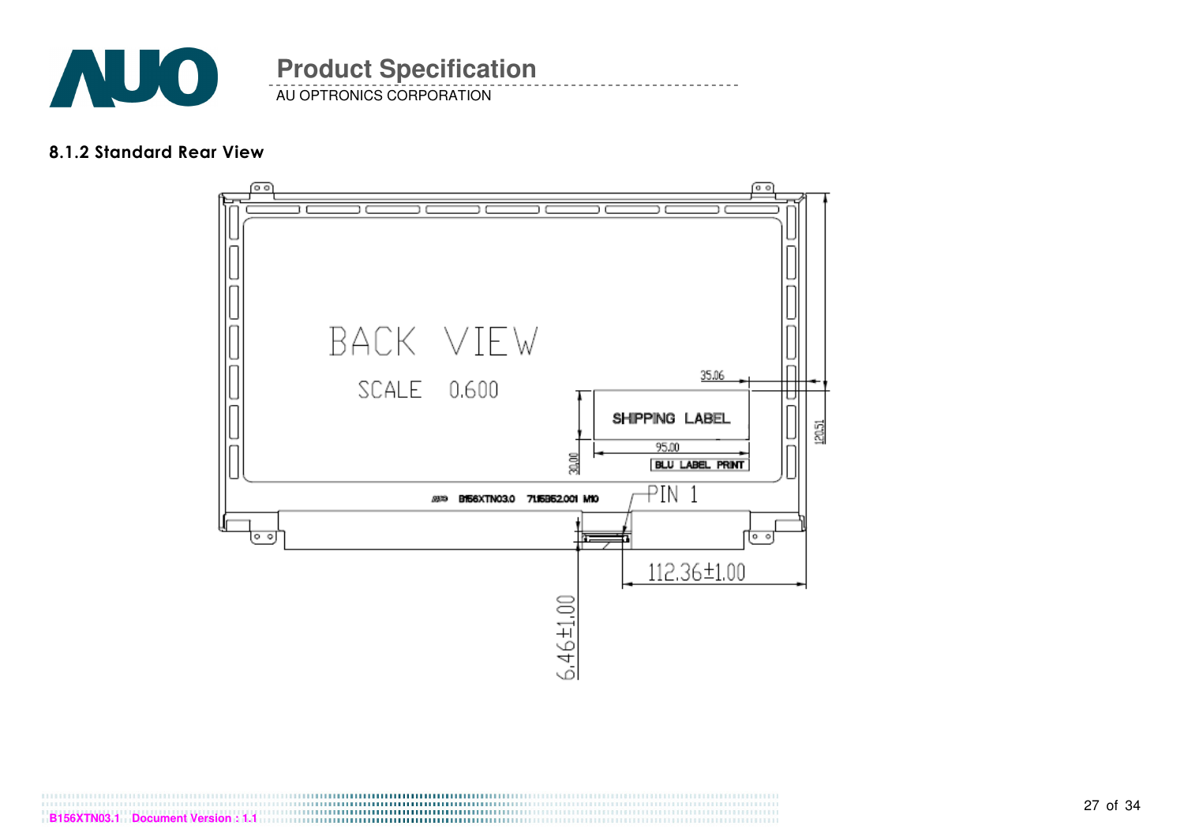#### 8.1.2 Standard Rear View

BACK VIEW

SCALE 0.600

35.06

SHIPPING LABEL

95.00

BLU LABEL PRINT

30.00

120.51

B156XTN03.0 71.15B62.001 M10

PIN 1

112.36±1.00

6.46±1.00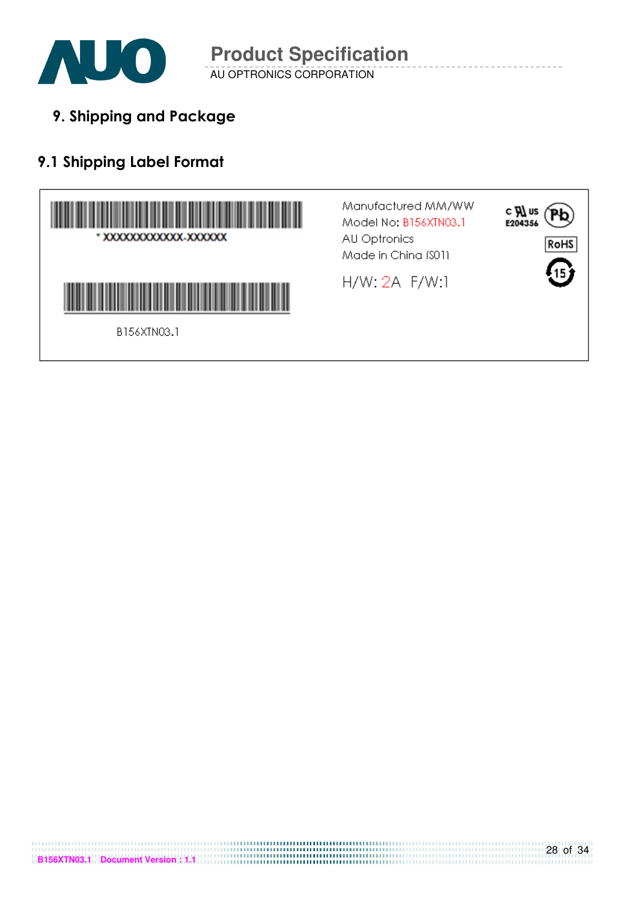# 9. Shipping and Package

## 9.1 Shipping Label Format

* XXXXXXXXXXXX-XXXXXX

B156XTN03.1

Manufactured MM/WW
Model No: B156XTN03.1
AU Optronics
Made in China (S01)

H/W: 2A F/W:1

c UL us
E204356

Pb

RoHS

15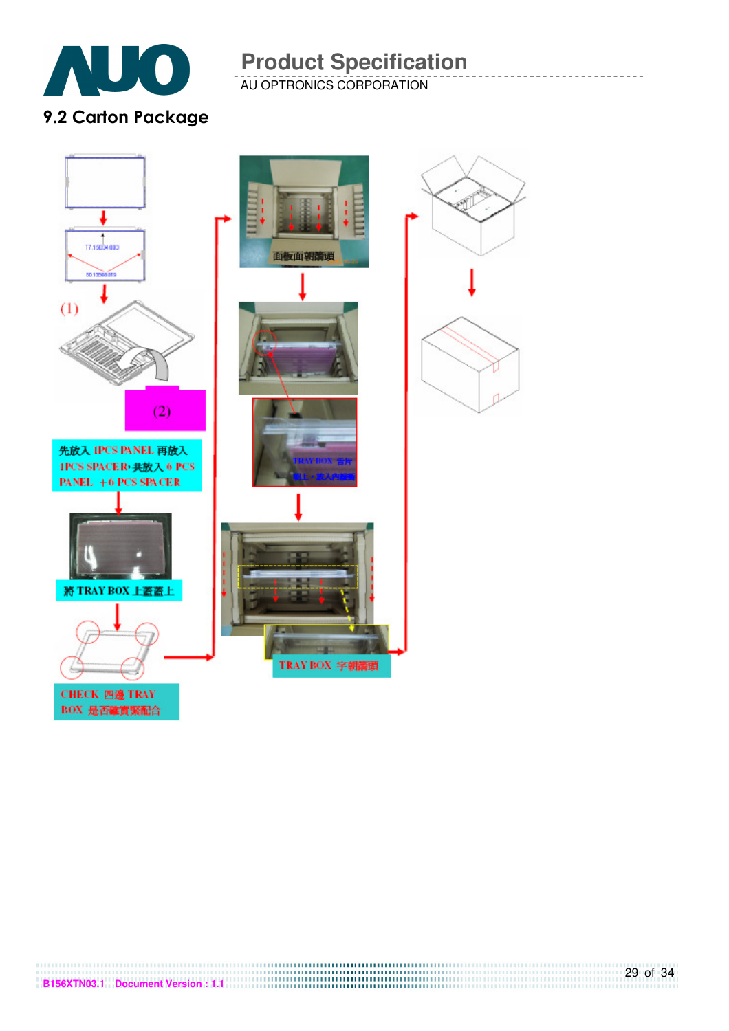## 9.2 Carton Package

T7.15B34.013

80.13565.019

(1)

(2)

先放入 1PCS PANEL 再放入 1PCS SPACER，共放入 6 PCS PANEL +6 PCS SPACER

將 TRAY BOX 上蓋蓋上

CHECK 四邊 TRAY BOX 是否確實緊配合

面板面朝蓋頭

TRAY BOX 舌片朝上，放入內緩衝

TRAY BOX 字朝蓋頭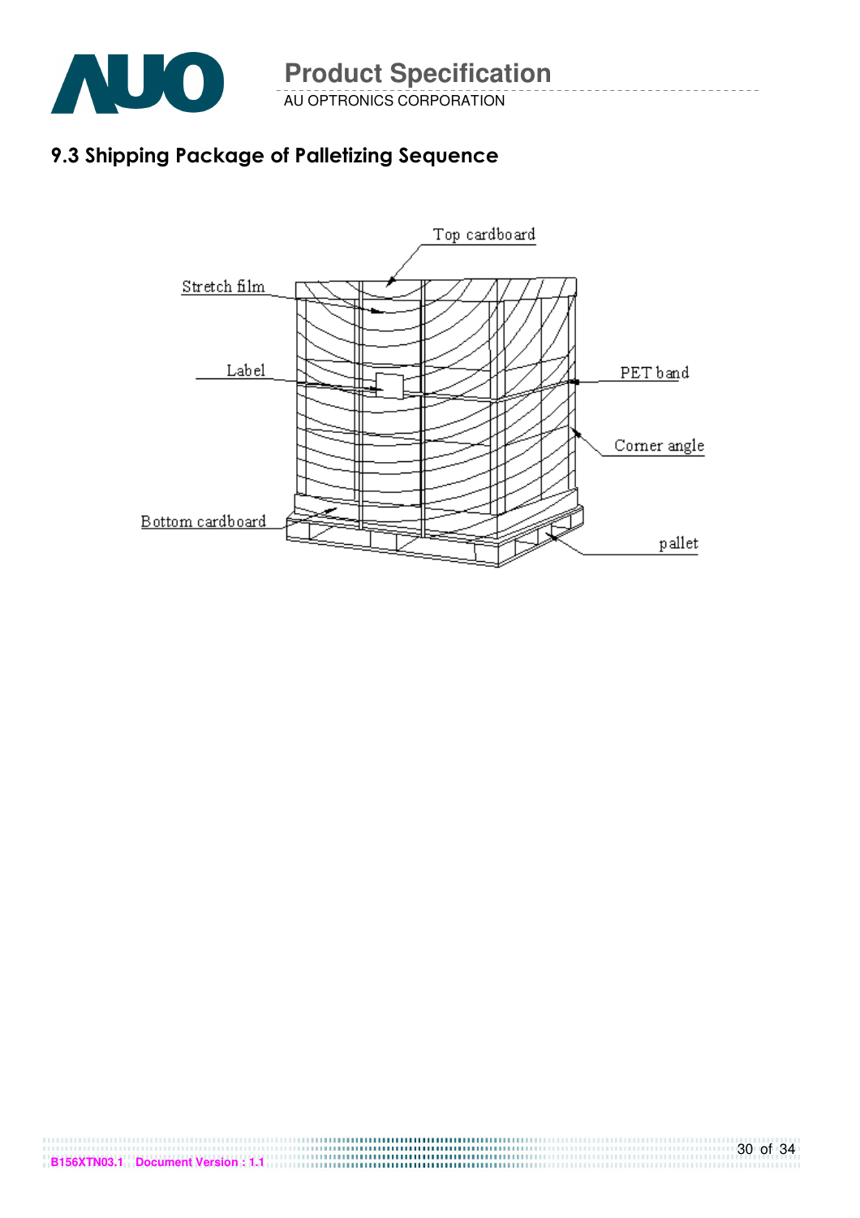## 9.3 Shipping Package of Palletizing Sequence

Top cardboard

Stretch film

Label

PET band

Corner angle

Bottom cardboard

pallet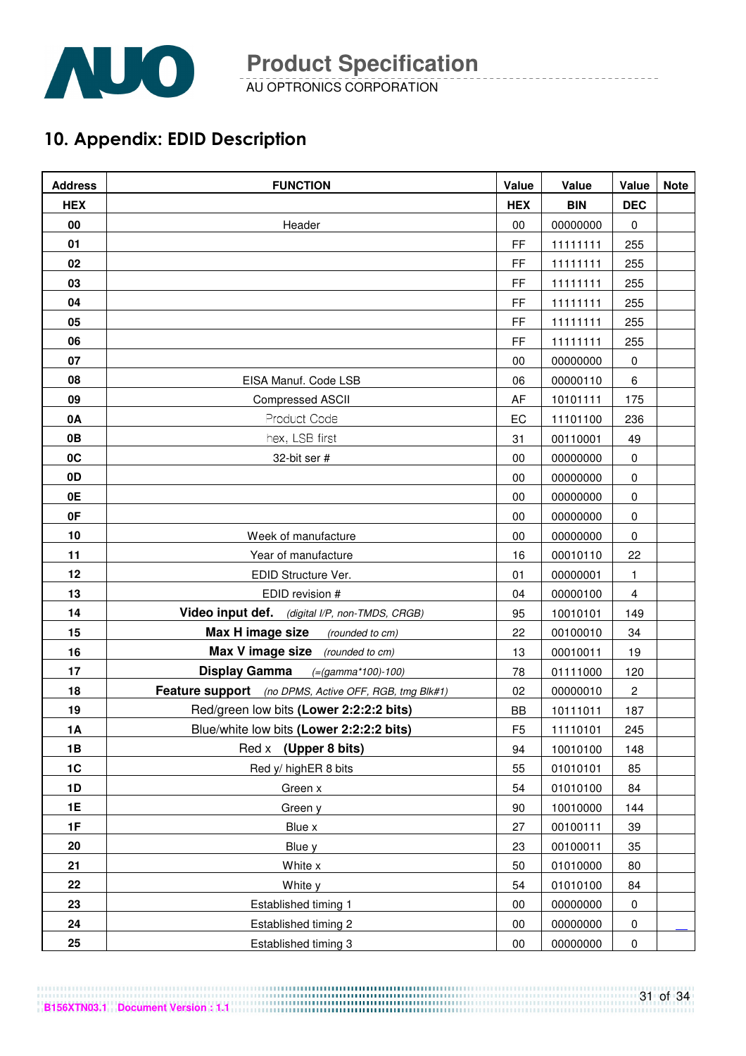## 10. Appendix: EDID Description

| Address | FUNCTION | Value | Value | Value | Note |
|---|---|---|---|---|---|
| HEX | | HEX | BIN | DEC | |
| 00 | Header | 00 | 00000000 | 0 | |
| 01 | | FF | 11111111 | 255 | |
| 02 | | FF | 11111111 | 255 | |
| 03 | | FF | 11111111 | 255 | |
| 04 | | FF | 11111111 | 255 | |
| 05 | | FF | 11111111 | 255 | |
| 06 | | FF | 11111111 | 255 | |
| 07 | | 00 | 00000000 | 0 | |
| 08 | EISA Manuf. Code LSB | 06 | 00000110 | 6 | |
| 09 | Compressed ASCII | AF | 10101111 | 175 | |
| 0A | Product Code | EC | 11101100 | 236 | |
| 0B | hex, LSB first | 31 | 00110001 | 49 | |
| 0C | 32-bit ser # | 00 | 00000000 | 0 | |
| 0D | | 00 | 00000000 | 0 | |
| 0E | | 00 | 00000000 | 0 | |
| 0F | | 00 | 00000000 | 0 | |
| 10 | Week of manufacture | 00 | 00000000 | 0 | |
| 11 | Year of manufacture | 16 | 00010110 | 22 | |
| 12 | EDID Structure Ver. | 01 | 00000001 | 1 | |
| 13 | EDID revision # | 04 | 00000100 | 4 | |
| 14 | **Video input def.** *(digital I/P, non-TMDS, CRGB)* | 95 | 10010101 | 149 | |
| 15 | **Max H image size** *(rounded to cm)* | 22 | 00100010 | 34 | |
| 16 | **Max V image size** *(rounded to cm)* | 13 | 00010011 | 19 | |
| 17 | **Display Gamma** *(=(gamma*100)-100)* | 78 | 01111000 | 120 | |
| 18 | **Feature support** *(no DPMS, Active OFF, RGB, tmg Blk#1)* | 02 | 00000010 | 2 | |
| 19 | Red/green low bits **(Lower 2:2:2:2 bits)** | BB | 10111011 | 187 | |
| 1A | Blue/white low bits **(Lower 2:2:2:2 bits)** | F5 | 11110101 | 245 | |
| 1B | Red x **(Upper 8 bits)** | 94 | 10010100 | 148 | |
| 1C | Red y/ highER 8 bits | 55 | 01010101 | 85 | |
| 1D | Green x | 54 | 01010100 | 84 | |
| 1E | Green y | 90 | 10010000 | 144 | |
| 1F | Blue x | 27 | 00100111 | 39 | |
| 20 | Blue y | 23 | 00100011 | 35 | |
| 21 | White x | 50 | 01010000 | 80 | |
| 22 | White y | 54 | 01010100 | 84 | |
| 23 | Established timing 1 | 00 | 00000000 | 0 | |
| 24 | Established timing 2 | 00 | 00000000 | 0 | |
| 25 | Established timing 3 | 00 | 00000000 | 0 | |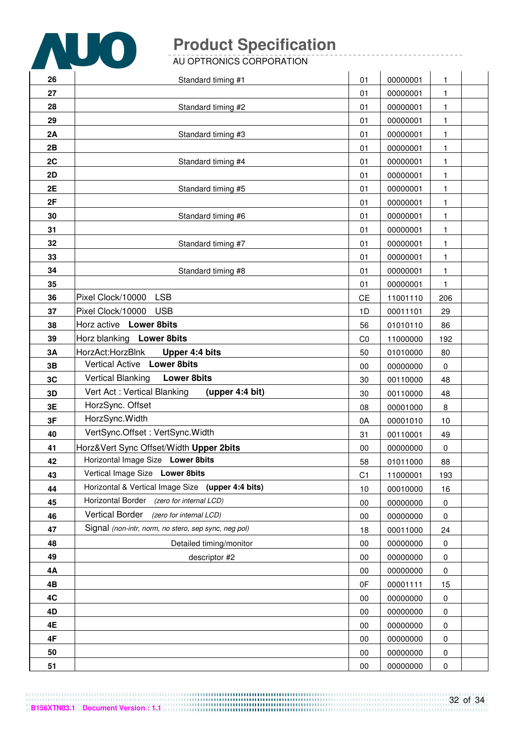| | | | | | |
|---|---|---|---|---|---|
| 26 | Standard timing #1 | 01 | 00000001 | 1 | |
| 27 | | 01 | 00000001 | 1 | |
| 28 | Standard timing #2 | 01 | 00000001 | 1 | |
| 29 | | 01 | 00000001 | 1 | |
| 2A | Standard timing #3 | 01 | 00000001 | 1 | |
| 2B | | 01 | 00000001 | 1 | |
| 2C | Standard timing #4 | 01 | 00000001 | 1 | |
| 2D | | 01 | 00000001 | 1 | |
| 2E | Standard timing #5 | 01 | 00000001 | 1 | |
| 2F | | 01 | 00000001 | 1 | |
| 30 | Standard timing #6 | 01 | 00000001 | 1 | |
| 31 | | 01 | 00000001 | 1 | |
| 32 | Standard timing #7 | 01 | 00000001 | 1 | |
| 33 | | 01 | 00000001 | 1 | |
| 34 | Standard timing #8 | 01 | 00000001 | 1 | |
| 35 | | 01 | 00000001 | 1 | |
| 36 | Pixel Clock/10000 LSB | CE | 11001110 | 206 | |
| 37 | Pixel Clock/10000 USB | 1D | 00011101 | 29 | |
| 38 | Horz active **Lower 8bits** | 56 | 01010110 | 86 | |
| 39 | Horz blanking **Lower 8bits** | C0 | 11000000 | 192 | |
| 3A | HorzAct:HorzBlnk **Upper 4:4 bits** | 50 | 01010000 | 80 | |
| 3B | Vertical Active **Lower 8bits** | 00 | 00000000 | 0 | |
| 3C | Vertical Blanking **Lower 8bits** | 30 | 00110000 | 48 | |
| 3D | Vert Act : Vertical Blanking **(upper 4:4 bit)** | 30 | 00110000 | 48 | |
| 3E | HorzSync. Offset | 08 | 00001000 | 8 | |
| 3F | HorzSync.Width | 0A | 00001010 | 10 | |
| 40 | VertSync.Offset : VertSync.Width | 31 | 00110001 | 49 | |
| 41 | Horz&Vert Sync Offset/Width **Upper 2bits** | 00 | 00000000 | 0 | |
| 42 | Horizontal Image Size **Lower 8bits** | 58 | 01011000 | 88 | |
| 43 | Vertical Image Size **Lower 8bits** | C1 | 11000001 | 193 | |
| 44 | Horizontal & Vertical Image Size **(upper 4:4 bits)** | 10 | 00010000 | 16 | |
| 45 | Horizontal Border *(zero for internal LCD)* | 00 | 00000000 | 0 | |
| 46 | Vertical Border *(zero for internal LCD)* | 00 | 00000000 | 0 | |
| 47 | Signal *(non-intr, norm, no stero, sep sync, neg pol)* | 18 | 00011000 | 24 | |
| 48 | Detailed timing/monitor | 00 | 00000000 | 0 | |
| 49 | descriptor #2 | 00 | 00000000 | 0 | |
| 4A | | 00 | 00000000 | 0 | |
| 4B | | 0F | 00001111 | 15 | |
| 4C | | 00 | 00000000 | 0 | |
| 4D | | 00 | 00000000 | 0 | |
| 4E | | 00 | 00000000 | 0 | |
| 4F | | 00 | 00000000 | 0 | |
| 50 | | 00 | 00000000 | 0 | |
| 51 | | 00 | 00000000 | 0 | |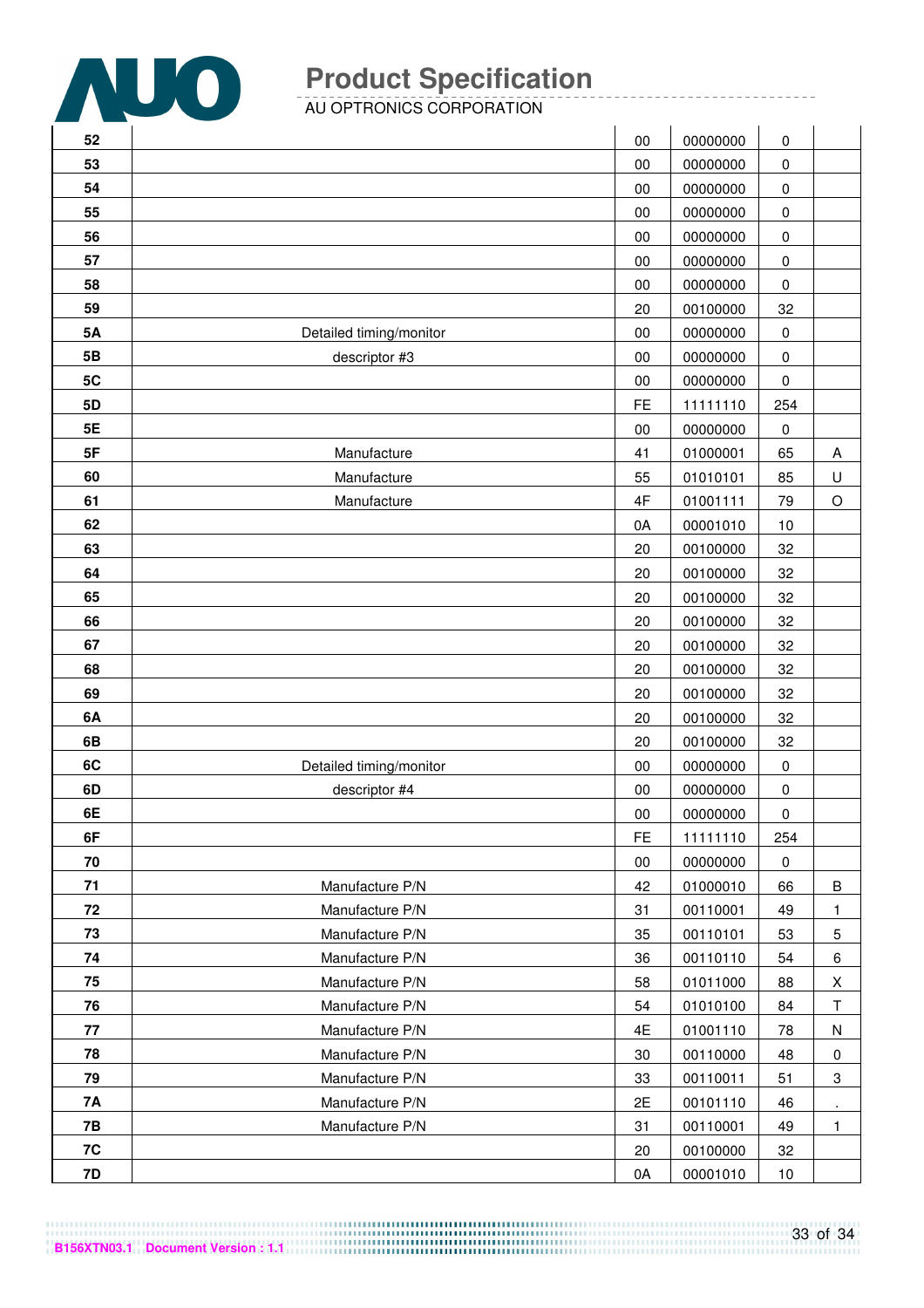| | | | | | |
|---|---|---|---|---|---|
| 52 | | 00 | 00000000 | 0 | |
| 53 | | 00 | 00000000 | 0 | |
| 54 | | 00 | 00000000 | 0 | |
| 55 | | 00 | 00000000 | 0 | |
| 56 | | 00 | 00000000 | 0 | |
| 57 | | 00 | 00000000 | 0 | |
| 58 | | 00 | 00000000 | 0 | |
| 59 | | 20 | 00100000 | 32 | |
| 5A | Detailed timing/monitor | 00 | 00000000 | 0 | |
| 5B | descriptor #3 | 00 | 00000000 | 0 | |
| 5C | | 00 | 00000000 | 0 | |
| 5D | | FE | 11111110 | 254 | |
| 5E | | 00 | 00000000 | 0 | |
| 5F | Manufacture | 41 | 01000001 | 65 | A |
| 60 | Manufacture | 55 | 01010101 | 85 | U |
| 61 | Manufacture | 4F | 01001111 | 79 | O |
| 62 | | 0A | 00001010 | 10 | |
| 63 | | 20 | 00100000 | 32 | |
| 64 | | 20 | 00100000 | 32 | |
| 65 | | 20 | 00100000 | 32 | |
| 66 | | 20 | 00100000 | 32 | |
| 67 | | 20 | 00100000 | 32 | |
| 68 | | 20 | 00100000 | 32 | |
| 69 | | 20 | 00100000 | 32 | |
| 6A | | 20 | 00100000 | 32 | |
| 6B | | 20 | 00100000 | 32 | |
| 6C | Detailed timing/monitor | 00 | 00000000 | 0 | |
| 6D | descriptor #4 | 00 | 00000000 | 0 | |
| 6E | | 00 | 00000000 | 0 | |
| 6F | | FE | 11111110 | 254 | |
| 70 | | 00 | 00000000 | 0 | |
| 71 | Manufacture P/N | 42 | 01000010 | 66 | B |
| 72 | Manufacture P/N | 31 | 00110001 | 49 | 1 |
| 73 | Manufacture P/N | 35 | 00110101 | 53 | 5 |
| 74 | Manufacture P/N | 36 | 00110110 | 54 | 6 |
| 75 | Manufacture P/N | 58 | 01011000 | 88 | X |
| 76 | Manufacture P/N | 54 | 01010100 | 84 | T |
| 77 | Manufacture P/N | 4E | 01001110 | 78 | N |
| 78 | Manufacture P/N | 30 | 00110000 | 48 | 0 |
| 79 | Manufacture P/N | 33 | 00110011 | 51 | 3 |
| 7A | Manufacture P/N | 2E | 00101110 | 46 | . |
| 7B | Manufacture P/N | 31 | 00110001 | 49 | 1 |
| 7C | | 20 | 00100000 | 32 | |
| 7D | | 0A | 00001010 | 10 | |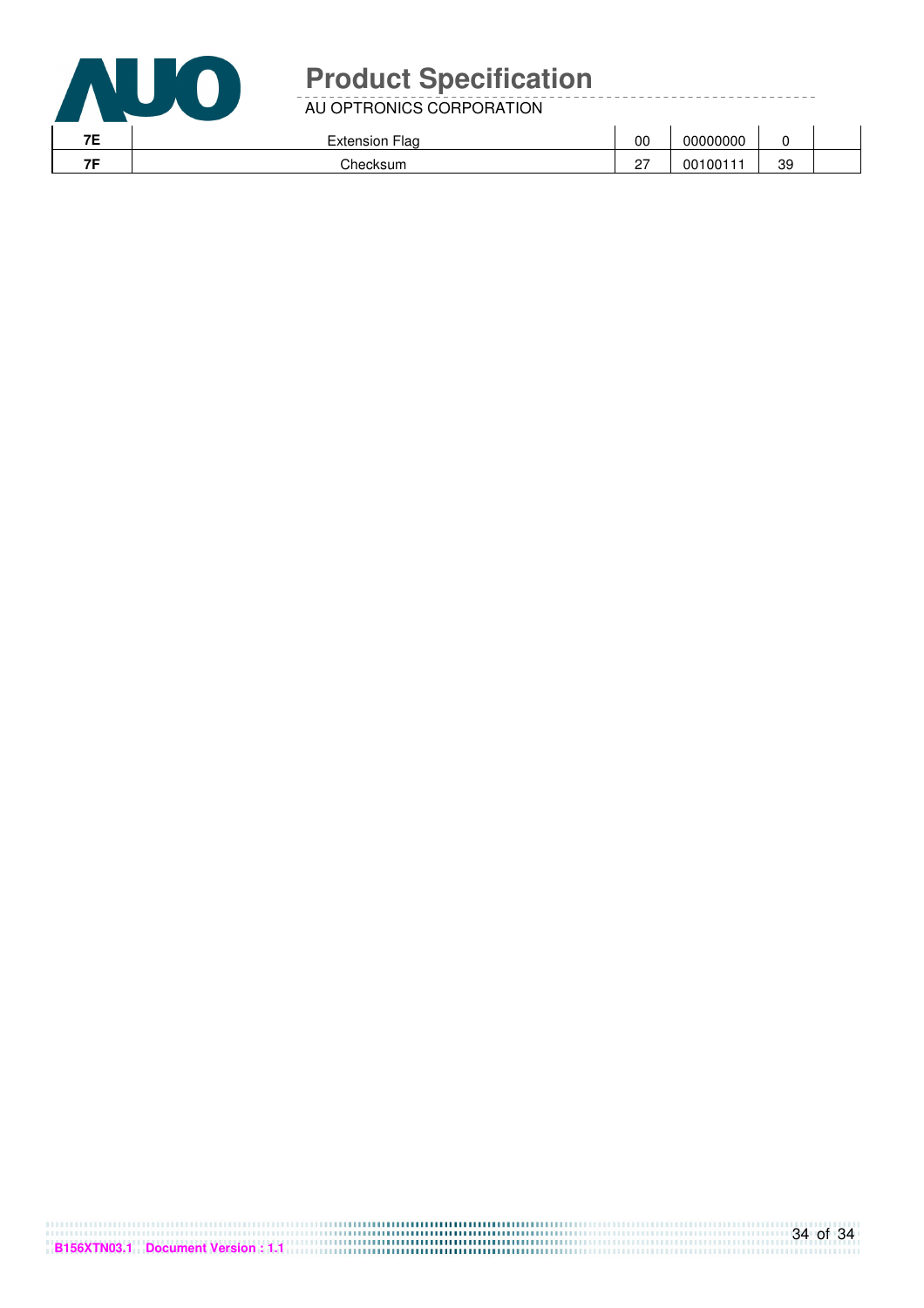| | | | | | |
|---|---|---|---|---|---|
| **7E** | Extension Flag | 00 | 00000000 | 0 | |
| **7F** | Checksum | 27 | 00100111 | 39 | |